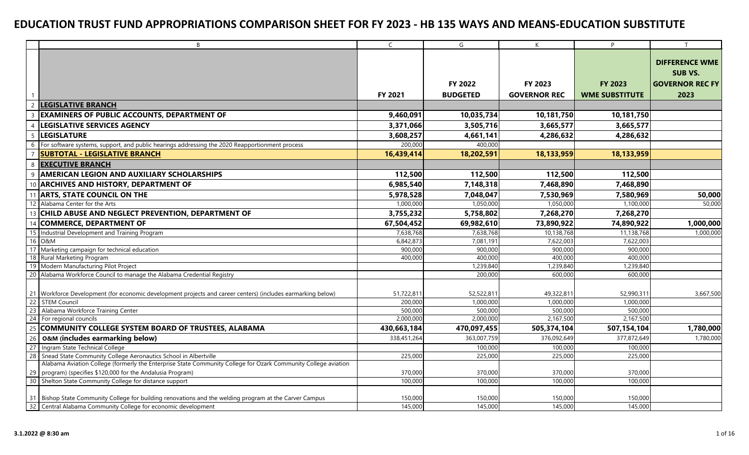# EDUCATION TRUST FUND APPROPRIATIONS COMPARISON SHEET FOR FY 2023 - HB 135 WAYS AND MEANS-EDUCATION SUBSTITUTE

| | B | C | G | K | P | T |
|---|---|---|---|---|---|---|
| 1 | | FY 2021 | FY 2022 BUDGETED | FY 2023 GOVERNOR REC | FY 2023 WME SUBSTITUTE | DIFFERENCE WME SUB VS. GOVERNOR REC FY 2023 |
| 2 | **LEGISLATIVE BRANCH** | | | | | |
| 3 | **EXAMINERS OF PUBLIC ACCOUNTS, DEPARTMENT OF** | **9,460,091** | **10,035,734** | **10,181,750** | **10,181,750** | |
| 4 | **LEGISLATIVE SERVICES AGENCY** | **3,371,066** | **3,505,716** | **3,665,577** | **3,665,577** | |
| 5 | **LEGISLATURE** | **3,608,257** | **4,661,141** | **4,286,632** | **4,286,632** | |
| 6 | For software systems, support, and public hearings addressing the 2020 Reapportionment process | 200,000 | 400,000 | | | |
| 7 | **SUBTOTAL - LEGISLATIVE BRANCH** | **16,439,414** | **18,202,591** | **18,133,959** | **18,133,959** | |
| 8 | **EXECUTIVE BRANCH** | | | | | |
| 9 | **AMERICAN LEGION AND AUXILIARY SCHOLARSHIPS** | **112,500** | **112,500** | **112,500** | **112,500** | |
| 10 | **ARCHIVES AND HISTORY, DEPARTMENT OF** | **6,985,540** | **7,148,318** | **7,468,890** | **7,468,890** | |
| 11 | **ARTS, STATE COUNCIL ON THE** | **5,978,528** | **7,048,047** | **7,530,969** | **7,580,969** | **50,000** |
| 12 | Alabama Center for the Arts | 1,000,000 | 1,050,000 | 1,050,000 | 1,100,000 | 50,000 |
| 13 | **CHILD ABUSE AND NEGLECT PREVENTION, DEPARTMENT OF** | **3,755,232** | **5,758,802** | **7,268,270** | **7,268,270** | |
| 14 | **COMMERCE, DEPARTMENT OF** | **67,504,452** | **69,982,610** | **73,890,922** | **74,890,922** | **1,000,000** |
| 15 | Industrial Development and Training Program | 7,638,768 | 7,638,768 | 10,138,768 | 11,138,768 | 1,000,000 |
| 16 | O&M | 6,842,873 | 7,081,191 | 7,622,003 | 7,622,003 | |
| 17 | Marketing campaign for technical education | 900,000 | 900,000 | 900,000 | 900,000 | |
| 18 | Rural Marketing Program | 400,000 | 400,000 | 400,000 | 400,000 | |
| 19 | Modern Manufacturing Pilot Project | | 1,239,840 | 1,239,840 | 1,239,840 | |
| 20 | Alabama Workforce Council to manage the Alabama Credential Registry | | 200,000 | 600,000 | 600,000 | |
| 21 | Workforce Development (for economic development projects and career centers) (includes earmarking below) | 51,722,811 | 52,522,811 | 49,322,811 | 52,990,311 | 3,667,500 |
| 22 | STEM Council | 200,000 | 1,000,000 | 1,000,000 | 1,000,000 | |
| 23 | Alabama Workforce Training Center | 500,000 | 500,000 | 500,000 | 500,000 | |
| 24 | For regional councils | 2,000,000 | 2,000,000 | 2,167,500 | 2,167,500 | |
| 25 | **COMMUNITY COLLEGE SYSTEM BOARD OF TRUSTEES, ALABAMA** | **430,663,184** | **470,097,455** | **505,374,104** | **507,154,104** | **1,780,000** |
| 26 | **O&M (includes earmarking below)** | 338,451,264 | 363,007,759 | 376,092,649 | 377,872,649 | 1,780,000 |
| 27 | Ingram State Technical College | | 100,000 | 100,000 | 100,000 | |
| 28 | Snead State Community College Aeronautics School in Albertville | 225,000 | 225,000 | 225,000 | 225,000 | |
| 29 | Alabama Aviation College (formerly the Enterprise State Community College for Ozark Community College aviation program) (specifies $120,000 for the Andalusia Program) | 370,000 | 370,000 | 370,000 | 370,000 | |
| 30 | Shelton State Community College for distance support | 100,000 | 100,000 | 100,000 | 100,000 | |
| 31 | Bishop State Community College for building renovations and the welding program at the Carver Campus | 150,000 | 150,000 | 150,000 | 150,000 | |
| 32 | Central Alabama Community College for economic development | 145,000 | 145,000 | 145,000 | 145,000 | |

3.1.2022 @ 8:30 am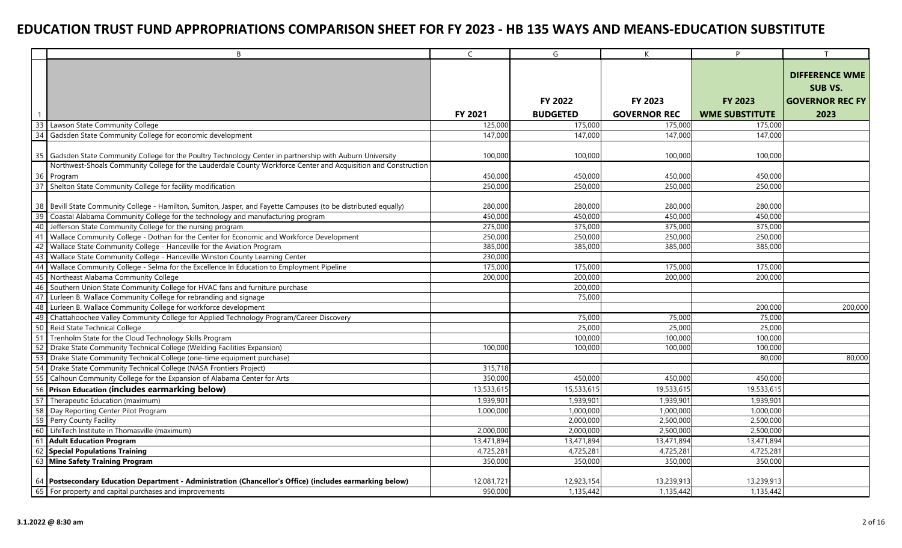# EDUCATION TRUST FUND APPROPRIATIONS COMPARISON SHEET FOR FY 2023 - HB 135 WAYS AND MEANS-EDUCATION SUBSTITUTE

| | B | C | G | K | P | T |
|---|---|---|---|---|---|---|
| 1 | | FY 2021 | FY 2022 BUDGETED | FY 2023 GOVERNOR REC | FY 2023 WME SUBSTITUTE | DIFFERENCE WME SUB VS. GOVERNOR REC FY 2023 |
| 33 | Lawson State Community College | 125,000 | 175,000 | 175,000 | 175,000 | |
| 34 | Gadsden State Community College for economic development | 147,000 | 147,000 | 147,000 | 147,000 | |
| 35 | Gadsden State Community College for the Poultry Technology Center in partnership with Auburn University | 100,000 | 100,000 | 100,000 | 100,000 | |
| 36 | Northwest-Shoals Community College for the Lauderdale County Workforce Center and Acquisition and Construction Program | 450,000 | 450,000 | 450,000 | 450,000 | |
| 37 | Shelton State Community College for facility modification | 250,000 | 250,000 | 250,000 | 250,000 | |
| 38 | Bevill State Community College - Hamilton, Sumiton, Jasper, and Fayette Campuses (to be distributed equally) | 280,000 | 280,000 | 280,000 | 280,000 | |
| 39 | Coastal Alabama Community College for the technology and manufacturing program | 450,000 | 450,000 | 450,000 | 450,000 | |
| 40 | Jefferson State Community College for the nursing program | 275,000 | 375,000 | 375,000 | 375,000 | |
| 41 | Wallace Community College - Dothan for the Center for Economic and Workforce Development | 250,000 | 250,000 | 250,000 | 250,000 | |
| 42 | Wallace State Community College - Hanceville for the Aviation Program | 385,000 | 385,000 | 385,000 | 385,000 | |
| 43 | Wallace State Community College - Hanceville Winston County Learning Center | 230,000 | | | | |
| 44 | Wallace Community College - Selma for the Excellence In Education to Employment Pipeline | 175,000 | 175,000 | 175,000 | 175,000 | |
| 45 | Northeast Alabama Community College | 200,000 | 200,000 | 200,000 | 200,000 | |
| 46 | Southern Union State Community College for HVAC fans and furniture purchase | | 200,000 | | | |
| 47 | Lurleen B. Wallace Community College for rebranding and signage | | 75,000 | | | |
| 48 | Lurleen B. Wallace Community College for workforce development | | | | 200,000 | 200,000 |
| 49 | Chattahoochee Valley Community College for Applied Technology Program/Career Discovery | | 75,000 | 75,000 | 75,000 | |
| 50 | Reid State Technical College | | 25,000 | 25,000 | 25,000 | |
| 51 | Trenholm State for the Cloud Technology Skills Program | | 100,000 | 100,000 | 100,000 | |
| 52 | Drake State Community Technical College (Welding Facilities Expansion) | 100,000 | 100,000 | 100,000 | 100,000 | |
| 53 | Drake State Community Technical College (one-time equipment purchase) | | | | 80,000 | 80,000 |
| 54 | Drake State Community Technical College (NASA Frontiers Project) | 315,718 | | | | |
| 55 | Calhoun Community College for the Expansion of Alabama Center for Arts | 350,000 | 450,000 | 450,000 | 450,000 | |
| 56 | **Prison Education (includes earmarking below)** | 13,533,615 | 15,533,615 | 19,533,615 | 19,533,615 | |
| 57 | Therapeutic Education (maximum) | 1,939,901 | 1,939,901 | 1,939,901 | 1,939,901 | |
| 58 | Day Reporting Center Pilot Program | 1,000,000 | 1,000,000 | 1,000,000 | 1,000,000 | |
| 59 | Perry County Facility | | 2,000,000 | 2,500,000 | 2,500,000 | |
| 60 | LifeTech Institute in Thomasville (maximum) | 2,000,000 | 2,000,000 | 2,500,000 | 2,500,000 | |
| 61 | **Adult Education Program** | 13,471,894 | 13,471,894 | 13,471,894 | 13,471,894 | |
| 62 | **Special Populations Training** | 4,725,281 | 4,725,281 | 4,725,281 | 4,725,281 | |
| 63 | **Mine Safety Training Program** | 350,000 | 350,000 | 350,000 | 350,000 | |
| 64 | **Postsecondary Education Department - Administration (Chancellor's Office) (includes earmarking below)** | 12,081,721 | 12,923,154 | 13,239,913 | 13,239,913 | |
| 65 | For property and capital purchases and improvements | 950,000 | 1,135,442 | 1,135,442 | 1,135,442 | |

3.1.2022 @ 8:30 am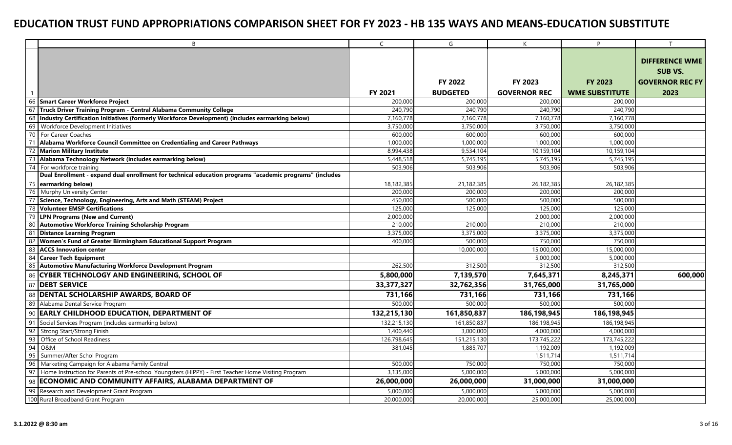# EDUCATION TRUST FUND APPROPRIATIONS COMPARISON SHEET FOR FY 2023 - HB 135 WAYS AND MEANS-EDUCATION SUBSTITUTE

| | B | C | G | K | P | T |
|---|---|---|---|---|---|---|
| 1 | | FY 2021 | FY 2022 BUDGETED | FY 2023 GOVERNOR REC | FY 2023 WME SUBSTITUTE | DIFFERENCE WME SUB VS. GOVERNOR REC FY 2023 |
| 66 | **Smart Career Workforce Project** | 200,000 | 200,000 | 200,000 | 200,000 | |
| 67 | **Truck Driver Training Program - Central Alabama Community College** | 240,790 | 240,790 | 240,790 | 240,790 | |
| 68 | **Industry Certification Initiatives (formerly Workforce Development) (includes earmarking below)** | 7,160,778 | 7,160,778 | 7,160,778 | 7,160,778 | |
| 69 | Workforce Development Initiatives | 3,750,000 | 3,750,000 | 3,750,000 | 3,750,000 | |
| 70 | For Career Coaches | 600,000 | 600,000 | 600,000 | 600,000 | |
| 71 | **Alabama Workforce Council Committee on Credentialing and Career Pathways** | 1,000,000 | 1,000,000 | 1,000,000 | 1,000,000 | |
| 72 | **Marion Military Institute** | 8,994,438 | 9,534,104 | 10,159,104 | 10,159,104 | |
| 73 | **Alabama Technology Network (includes earmarking below)** | 5,448,518 | 5,745,195 | 5,745,195 | 5,745,195 | |
| 74 | For workforce training | 503,906 | 503,906 | 503,906 | 503,906 | |
| 75 | **Dual Enrollment - expand dual enrollment for technical education programs "academic programs" (includes earmarking below)** | 18,182,385 | 21,182,385 | 26,182,385 | 26,182,385 | |
| 76 | Murphy University Center | 200,000 | 200,000 | 200,000 | 200,000 | |
| 77 | **Science, Technology, Engineering, Arts and Math (STEAM) Project** | 450,000 | 500,000 | 500,000 | 500,000 | |
| 78 | **Volunteer EMSP Certifications** | 125,000 | 125,000 | 125,000 | 125,000 | |
| 79 | **LPN Programs (New and Current)** | 2,000,000 | | 2,000,000 | 2,000,000 | |
| 80 | **Automotive Workforce Training Scholarship Program** | 210,000 | 210,000 | 210,000 | 210,000 | |
| 81 | **Distance Learning Program** | 3,375,000 | 3,375,000 | 3,375,000 | 3,375,000 | |
| 82 | **Women's Fund of Greater Birmingham Educational Support Program** | 400,000 | 500,000 | 750,000 | 750,000 | |
| 83 | **ACCS Innovation center** | | 10,000,000 | 15,000,000 | 15,000,000 | |
| 84 | **Career Tech Equipment** | | | 5,000,000 | 5,000,000 | |
| 85 | **Automotive Manufacturing Workforce Development Program** | 262,500 | 312,500 | 312,500 | 312,500 | |
| 86 | **CYBER TECHNOLOGY AND ENGINEERING, SCHOOL OF** | **5,800,000** | **7,139,570** | **7,645,371** | **8,245,371** | **600,000** |
| 87 | **DEBT SERVICE** | **33,377,327** | **32,762,356** | **31,765,000** | **31,765,000** | |
| 88 | **DENTAL SCHOLARSHIP AWARDS, BOARD OF** | **731,166** | **731,166** | **731,166** | **731,166** | |
| 89 | Alabama Dental Service Program | 500,000 | 500,000 | 500,000 | 500,000 | |
| 90 | **EARLY CHILDHOOD EDUCATION, DEPARTMENT OF** | **132,215,130** | **161,850,837** | **186,198,945** | **186,198,945** | |
| 91 | Social Services Program (includes earmarking below) | 132,215,130 | 161,850,837 | 186,198,945 | 186,198,945 | |
| 92 | Strong Start/Strong Finish | 1,400,440 | 3,000,000 | 4,000,000 | 4,000,000 | |
| 93 | Office of School Readiness | 126,798,645 | 151,215,130 | 173,745,222 | 173,745,222 | |
| 94 | O&M | 381,045 | 1,885,707 | 1,192,009 | 1,192,009 | |
| 95 | Summer/After Schol Program | | | 1,511,714 | 1,511,714 | |
| 96 | Marketing Campaign for Alabama Family Central | 500,000 | 750,000 | 750,000 | 750,000 | |
| 97 | Home Instruction for Parents of Pre-school Youngsters (HIPPY) - First Teacher Home Visiting Program | 3,135,000 | 5,000,000 | 5,000,000 | 5,000,000 | |
| 98 | **ECONOMIC AND COMMUNITY AFFAIRS, ALABAMA DEPARTMENT OF** | **26,000,000** | **26,000,000** | **31,000,000** | **31,000,000** | |
| 99 | Research and Development Grant Program | 5,000,000 | 5,000,000 | 5,000,000 | 5,000,000 | |
| 100 | Rural Broadband Grant Program | 20,000,000 | 20,000,000 | 25,000,000 | 25,000,000 | |

3.1.2022 @ 8:30 am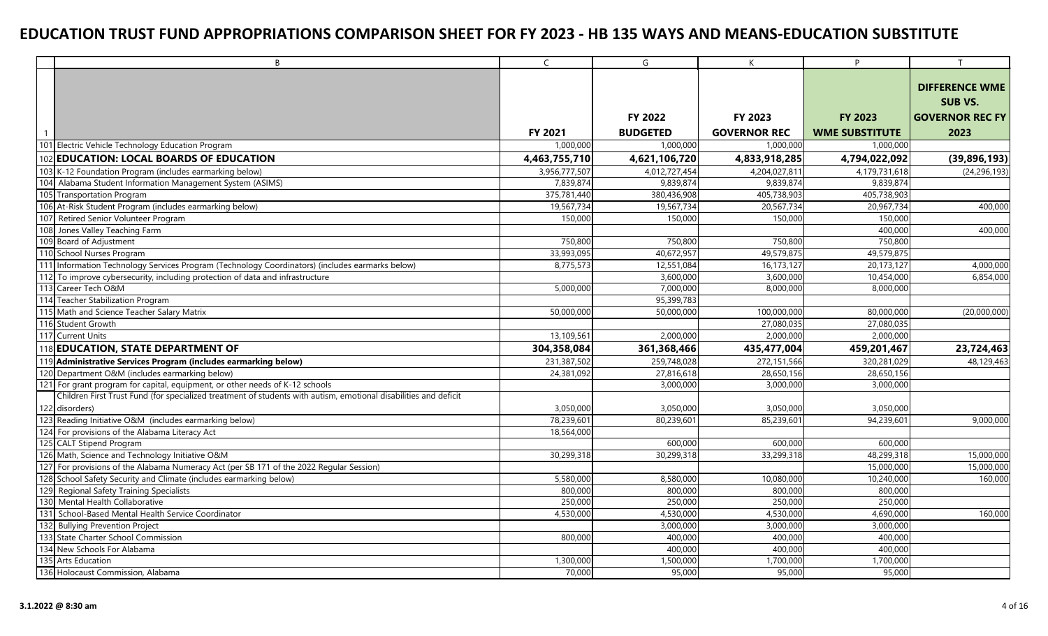# EDUCATION TRUST FUND APPROPRIATIONS COMPARISON SHEET FOR FY 2023 - HB 135 WAYS AND MEANS-EDUCATION SUBSTITUTE

| | B | C | G | K | P | T |
|---|---|---|---|---|---|---|
| 1 | | FY 2021 | FY 2022 BUDGETED | FY 2023 GOVERNOR REC | FY 2023 WME SUBSTITUTE | DIFFERENCE WME SUB VS. GOVERNOR REC FY 2023 |
| 101 | Electric Vehicle Technology Education Program | 1,000,000 | 1,000,000 | 1,000,000 | 1,000,000 | |
| 102 | **EDUCATION: LOCAL BOARDS OF EDUCATION** | **4,463,755,710** | **4,621,106,720** | **4,833,918,285** | **4,794,022,092** | **(39,896,193)** |
| 103 | K-12 Foundation Program (includes earmarking below) | 3,956,777,507 | 4,012,727,454 | 4,204,027,811 | 4,179,731,618 | (24,296,193) |
| 104 | Alabama Student Information Management System (ASIMS) | 7,839,874 | 9,839,874 | 9,839,874 | 9,839,874 | |
| 105 | Transportation Program | 375,781,440 | 380,436,908 | 405,738,903 | 405,738,903 | |
| 106 | At-Risk Student Program (includes earmarking below) | 19,567,734 | 19,567,734 | 20,567,734 | 20,967,734 | 400,000 |
| 107 | Retired Senior Volunteer Program | 150,000 | 150,000 | 150,000 | 150,000 | |
| 108 | Jones Valley Teaching Farm | | | | 400,000 | 400,000 |
| 109 | Board of Adjustment | 750,800 | 750,800 | 750,800 | 750,800 | |
| 110 | School Nurses Program | 33,993,095 | 40,672,957 | 49,579,875 | 49,579,875 | |
| 111 | Information Technology Services Program (Technology Coordinators) (includes earmarks below) | 8,775,573 | 12,551,084 | 16,173,127 | 20,173,127 | 4,000,000 |
| 112 | To improve cybersecurity, including protection of data and infrastructure | | 3,600,000 | 3,600,000 | 10,454,000 | 6,854,000 |
| 113 | Career Tech O&M | 5,000,000 | 7,000,000 | 8,000,000 | 8,000,000 | |
| 114 | Teacher Stabilization Program | | 95,399,783 | | | |
| 115 | Math and Science Teacher Salary Matrix | 50,000,000 | 50,000,000 | 100,000,000 | 80,000,000 | (20,000,000) |
| 116 | Student Growth | | | 27,080,035 | 27,080,035 | |
| 117 | Current Units | 13,109,561 | 2,000,000 | 2,000,000 | 2,000,000 | |
| 118 | **EDUCATION, STATE DEPARTMENT OF** | **304,358,084** | **361,368,466** | **435,477,004** | **459,201,467** | **23,724,463** |
| 119 | **Administrative Services Program (includes earmarking below)** | 231,387,502 | 259,748,028 | 272,151,566 | 320,281,029 | 48,129,463 |
| 120 | Department O&M (includes earmarking below) | 24,381,092 | 27,816,618 | 28,650,156 | 28,650,156 | |
| 121 | For grant program for capital, equipment, or other needs of K-12 schools | | 3,000,000 | 3,000,000 | 3,000,000 | |
| 122 | Children First Trust Fund (for specialized treatment of students with autism, emotional disabilities and deficit disorders) | 3,050,000 | 3,050,000 | 3,050,000 | 3,050,000 | |
| 123 | Reading Initiative O&M (includes earmarking below) | 78,239,601 | 80,239,601 | 85,239,601 | 94,239,601 | 9,000,000 |
| 124 | For provisions of the Alabama Literacy Act | 18,564,000 | | | | |
| 125 | CALT Stipend Program | | 600,000 | 600,000 | 600,000 | |
| 126 | Math, Science and Technology Initiative O&M | 30,299,318 | 30,299,318 | 33,299,318 | 48,299,318 | 15,000,000 |
| 127 | For provisions of the Alabama Numeracy Act (per SB 171 of the 2022 Regular Session) | | | | 15,000,000 | 15,000,000 |
| 128 | School Safety Security and Climate (includes earmarking below) | 5,580,000 | 8,580,000 | 10,080,000 | 10,240,000 | 160,000 |
| 129 | Regional Safety Training Specialists | 800,000 | 800,000 | 800,000 | 800,000 | |
| 130 | Mental Health Collaborative | 250,000 | 250,000 | 250,000 | 250,000 | |
| 131 | School-Based Mental Health Service Coordinator | 4,530,000 | 4,530,000 | 4,530,000 | 4,690,000 | 160,000 |
| 132 | Bullying Prevention Project | | 3,000,000 | 3,000,000 | 3,000,000 | |
| 133 | State Charter School Commission | 800,000 | 400,000 | 400,000 | 400,000 | |
| 134 | New Schools For Alabama | | 400,000 | 400,000 | 400,000 | |
| 135 | Arts Education | 1,300,000 | 1,500,000 | 1,700,000 | 1,700,000 | |
| 136 | Holocaust Commission, Alabama | 70,000 | 95,000 | 95,000 | 95,000 | |

3.1.2022 @ 8:30 am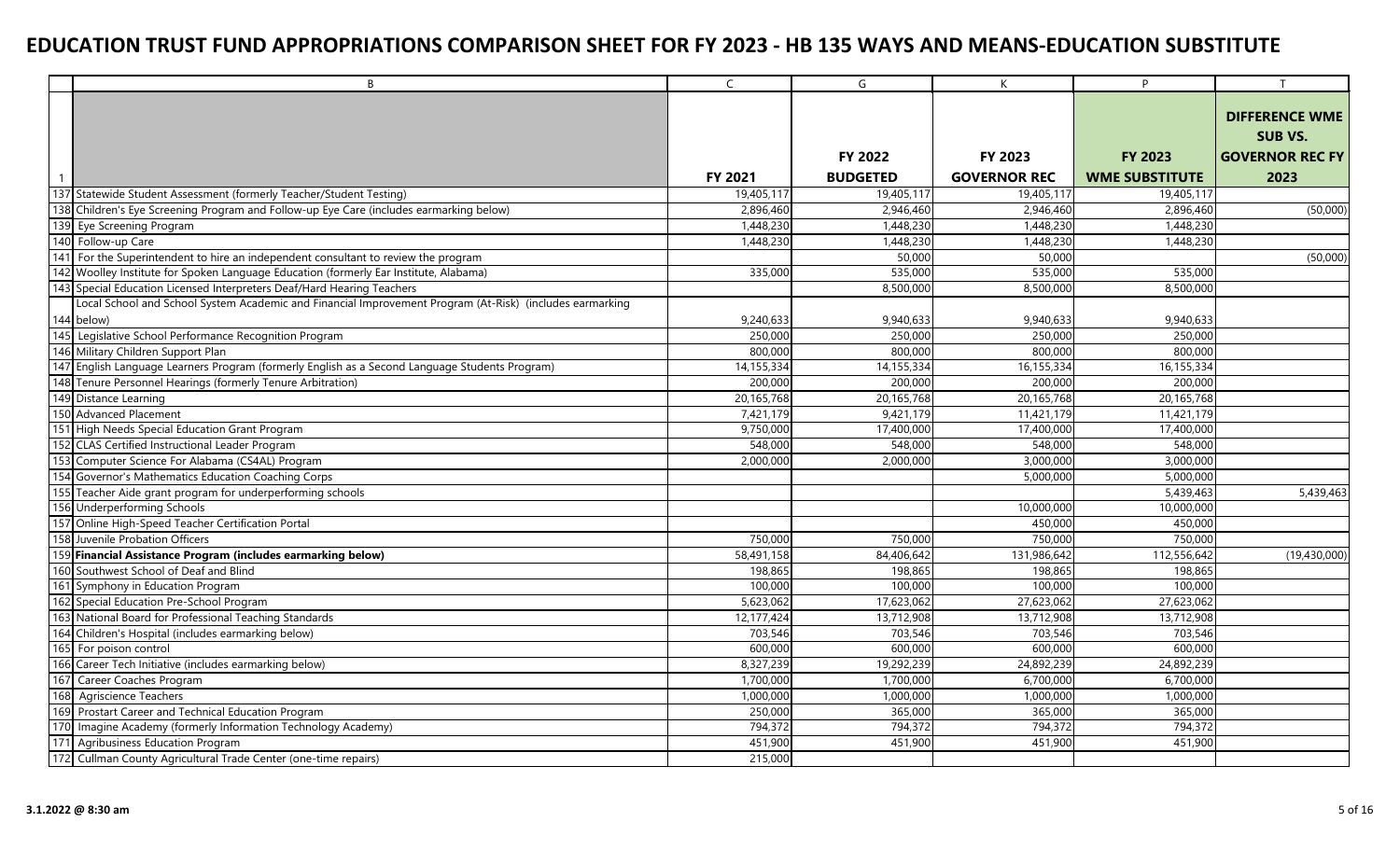# EDUCATION TRUST FUND APPROPRIATIONS COMPARISON SHEET FOR FY 2023 - HB 135 WAYS AND MEANS-EDUCATION SUBSTITUTE

| | B | C | G | K | P | T |
|---|---|---|---|---|---|---|
| 1 | | FY 2021 | FY 2022 BUDGETED | FY 2023 GOVERNOR REC | FY 2023 WME SUBSTITUTE | DIFFERENCE WME SUB VS. GOVERNOR REC FY 2023 |
| 137 | Statewide Student Assessment (formerly Teacher/Student Testing) | 19,405,117 | 19,405,117 | 19,405,117 | 19,405,117 | |
| 138 | Children's Eye Screening Program and Follow-up Eye Care (includes earmarking below) | 2,896,460 | 2,946,460 | 2,946,460 | 2,896,460 | (50,000) |
| 139 | Eye Screening Program | 1,448,230 | 1,448,230 | 1,448,230 | 1,448,230 | |
| 140 | Follow-up Care | 1,448,230 | 1,448,230 | 1,448,230 | 1,448,230 | |
| 141 | For the Superintendent to hire an independent consultant to review the program | | 50,000 | 50,000 | | (50,000) |
| 142 | Woolley Institute for Spoken Language Education (formerly Ear Institute, Alabama) | 335,000 | 535,000 | 535,000 | 535,000 | |
| 143 | Special Education Licensed Interpreters Deaf/Hard Hearing Teachers | | 8,500,000 | 8,500,000 | 8,500,000 | |
| 144 | Local School and School System Academic and Financial Improvement Program (At-Risk) (includes earmarking below) | 9,240,633 | 9,940,633 | 9,940,633 | 9,940,633 | |
| 145 | Legislative School Performance Recognition Program | 250,000 | 250,000 | 250,000 | 250,000 | |
| 146 | Military Children Support Plan | 800,000 | 800,000 | 800,000 | 800,000 | |
| 147 | English Language Learners Program (formerly English as a Second Language Students Program) | 14,155,334 | 14,155,334 | 16,155,334 | 16,155,334 | |
| 148 | Tenure Personnel Hearings (formerly Tenure Arbitration) | 200,000 | 200,000 | 200,000 | 200,000 | |
| 149 | Distance Learning | 20,165,768 | 20,165,768 | 20,165,768 | 20,165,768 | |
| 150 | Advanced Placement | 7,421,179 | 9,421,179 | 11,421,179 | 11,421,179 | |
| 151 | High Needs Special Education Grant Program | 9,750,000 | 17,400,000 | 17,400,000 | 17,400,000 | |
| 152 | CLAS Certified Instructional Leader Program | 548,000 | 548,000 | 548,000 | 548,000 | |
| 153 | Computer Science For Alabama (CS4AL) Program | 2,000,000 | 2,000,000 | 3,000,000 | 3,000,000 | |
| 154 | Governor's Mathematics Education Coaching Corps | | | 5,000,000 | 5,000,000 | |
| 155 | Teacher Aide grant program for underperforming schools | | | | 5,439,463 | 5,439,463 |
| 156 | Underperforming Schools | | | 10,000,000 | 10,000,000 | |
| 157 | Online High-Speed Teacher Certification Portal | | | 450,000 | 450,000 | |
| 158 | Juvenile Probation Officers | 750,000 | 750,000 | 750,000 | 750,000 | |
| 159 | **Financial Assistance Program (includes earmarking below)** | 58,491,158 | 84,406,642 | 131,986,642 | 112,556,642 | (19,430,000) |
| 160 | Southwest School of Deaf and Blind | 198,865 | 198,865 | 198,865 | 198,865 | |
| 161 | Symphony in Education Program | 100,000 | 100,000 | 100,000 | 100,000 | |
| 162 | Special Education Pre-School Program | 5,623,062 | 17,623,062 | 27,623,062 | 27,623,062 | |
| 163 | National Board for Professional Teaching Standards | 12,177,424 | 13,712,908 | 13,712,908 | 13,712,908 | |
| 164 | Children's Hospital (includes earmarking below) | 703,546 | 703,546 | 703,546 | 703,546 | |
| 165 | For poison control | 600,000 | 600,000 | 600,000 | 600,000 | |
| 166 | Career Tech Initiative (includes earmarking below) | 8,327,239 | 19,292,239 | 24,892,239 | 24,892,239 | |
| 167 | Career Coaches Program | 1,700,000 | 1,700,000 | 6,700,000 | 6,700,000 | |
| 168 | Agriscience Teachers | 1,000,000 | 1,000,000 | 1,000,000 | 1,000,000 | |
| 169 | Prostart Career and Technical Education Program | 250,000 | 365,000 | 365,000 | 365,000 | |
| 170 | Imagine Academy (formerly Information Technology Academy) | 794,372 | 794,372 | 794,372 | 794,372 | |
| 171 | Agribusiness Education Program | 451,900 | 451,900 | 451,900 | 451,900 | |
| 172 | Cullman County Agricultural Trade Center (one-time repairs) | 215,000 | | | | |

3.1.2022 @ 8:30 am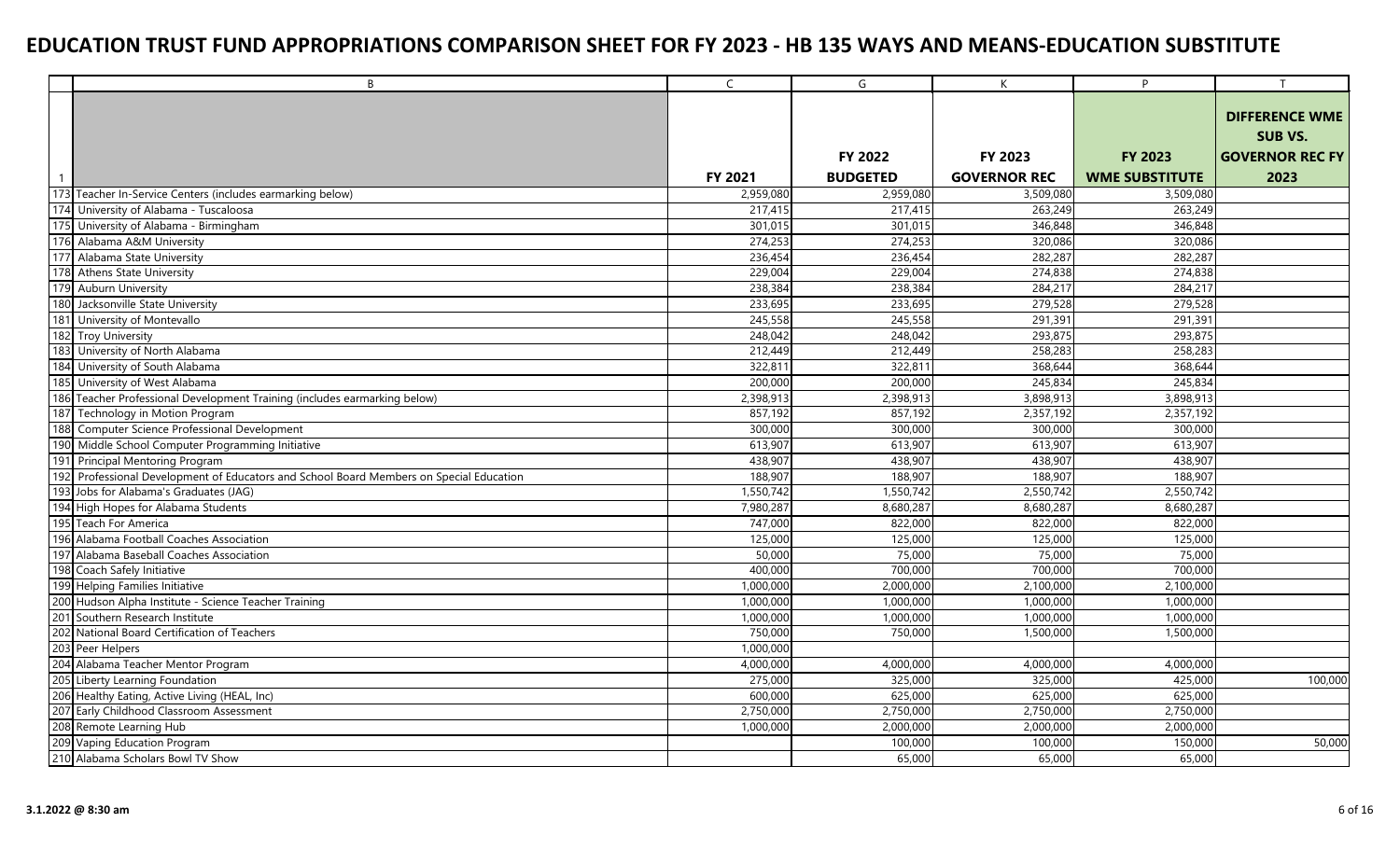# EDUCATION TRUST FUND APPROPRIATIONS COMPARISON SHEET FOR FY 2023 - HB 135 WAYS AND MEANS-EDUCATION SUBSTITUTE

| | B | C | G | K | P | T |
|---|---|---|---|---|---|---|
| 1 | | FY 2021 | FY 2022 BUDGETED | FY 2023 GOVERNOR REC | FY 2023 WME SUBSTITUTE | DIFFERENCE WME SUB VS. GOVERNOR REC FY 2023 |
| 173 | Teacher In-Service Centers (includes earmarking below) | 2,959,080 | 2,959,080 | 3,509,080 | 3,509,080 | |
| 174 | University of Alabama - Tuscaloosa | 217,415 | 217,415 | 263,249 | 263,249 | |
| 175 | University of Alabama - Birmingham | 301,015 | 301,015 | 346,848 | 346,848 | |
| 176 | Alabama A&M University | 274,253 | 274,253 | 320,086 | 320,086 | |
| 177 | Alabama State University | 236,454 | 236,454 | 282,287 | 282,287 | |
| 178 | Athens State University | 229,004 | 229,004 | 274,838 | 274,838 | |
| 179 | Auburn University | 238,384 | 238,384 | 284,217 | 284,217 | |
| 180 | Jacksonville State University | 233,695 | 233,695 | 279,528 | 279,528 | |
| 181 | University of Montevallo | 245,558 | 245,558 | 291,391 | 291,391 | |
| 182 | Troy University | 248,042 | 248,042 | 293,875 | 293,875 | |
| 183 | University of North Alabama | 212,449 | 212,449 | 258,283 | 258,283 | |
| 184 | University of South Alabama | 322,811 | 322,811 | 368,644 | 368,644 | |
| 185 | University of West Alabama | 200,000 | 200,000 | 245,834 | 245,834 | |
| 186 | Teacher Professional Development Training (includes earmarking below) | 2,398,913 | 2,398,913 | 3,898,913 | 3,898,913 | |
| 187 | Technology in Motion Program | 857,192 | 857,192 | 2,357,192 | 2,357,192 | |
| 188 | Computer Science Professional Development | 300,000 | 300,000 | 300,000 | 300,000 | |
| 190 | Middle School Computer Programming Initiative | 613,907 | 613,907 | 613,907 | 613,907 | |
| 191 | Principal Mentoring Program | 438,907 | 438,907 | 438,907 | 438,907 | |
| 192 | Professional Development of Educators and School Board Members on Special Education | 188,907 | 188,907 | 188,907 | 188,907 | |
| 193 | Jobs for Alabama's Graduates (JAG) | 1,550,742 | 1,550,742 | 2,550,742 | 2,550,742 | |
| 194 | High Hopes for Alabama Students | 7,980,287 | 8,680,287 | 8,680,287 | 8,680,287 | |
| 195 | Teach For America | 747,000 | 822,000 | 822,000 | 822,000 | |
| 196 | Alabama Football Coaches Association | 125,000 | 125,000 | 125,000 | 125,000 | |
| 197 | Alabama Baseball Coaches Association | 50,000 | 75,000 | 75,000 | 75,000 | |
| 198 | Coach Safely Initiative | 400,000 | 700,000 | 700,000 | 700,000 | |
| 199 | Helping Families Initiative | 1,000,000 | 2,000,000 | 2,100,000 | 2,100,000 | |
| 200 | Hudson Alpha Institute - Science Teacher Training | 1,000,000 | 1,000,000 | 1,000,000 | 1,000,000 | |
| 201 | Southern Research Institute | 1,000,000 | 1,000,000 | 1,000,000 | 1,000,000 | |
| 202 | National Board Certification of Teachers | 750,000 | 750,000 | 1,500,000 | 1,500,000 | |
| 203 | Peer Helpers | 1,000,000 | | | | |
| 204 | Alabama Teacher Mentor Program | 4,000,000 | 4,000,000 | 4,000,000 | 4,000,000 | |
| 205 | Liberty Learning Foundation | 275,000 | 325,000 | 325,000 | 425,000 | 100,000 |
| 206 | Healthy Eating, Active Living (HEAL, Inc) | 600,000 | 625,000 | 625,000 | 625,000 | |
| 207 | Early Childhood Classroom Assessment | 2,750,000 | 2,750,000 | 2,750,000 | 2,750,000 | |
| 208 | Remote Learning Hub | 1,000,000 | 2,000,000 | 2,000,000 | 2,000,000 | |
| 209 | Vaping Education Program | | 100,000 | 100,000 | 150,000 | 50,000 |
| 210 | Alabama Scholars Bowl TV Show | | 65,000 | 65,000 | 65,000 | |

3.1.2022 @ 8:30 am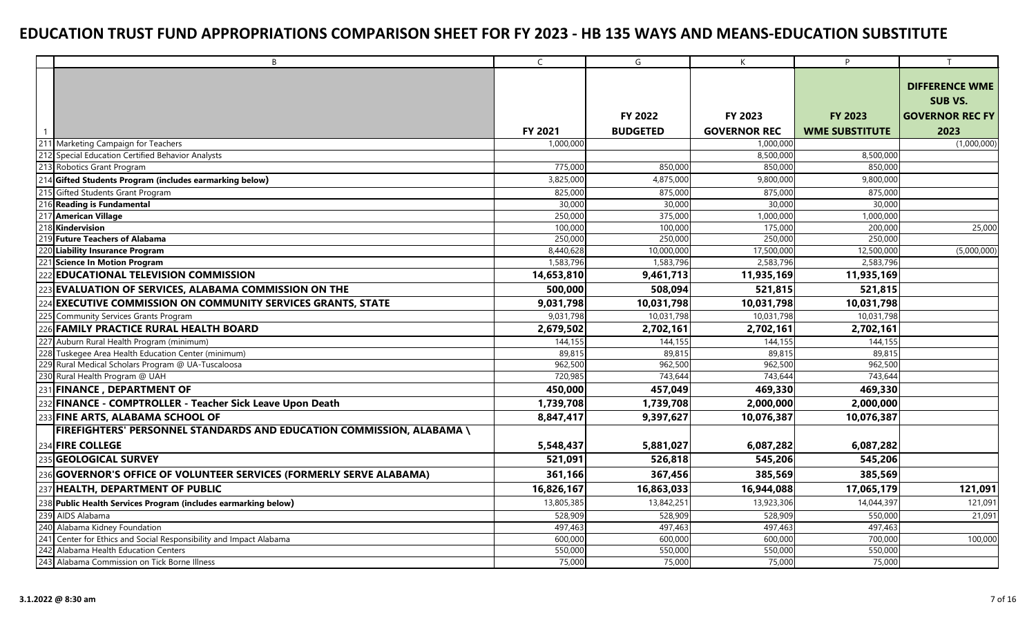# EDUCATION TRUST FUND APPROPRIATIONS COMPARISON SHEET FOR FY 2023 - HB 135 WAYS AND MEANS-EDUCATION SUBSTITUTE

| | B | C | G | K | P | T |
|---|---|---|---|---|---|---|
| 1 | | FY 2021 | FY 2022 BUDGETED | FY 2023 GOVERNOR REC | FY 2023 WME SUBSTITUTE | DIFFERENCE WME SUB VS. GOVERNOR REC FY 2023 |
| 211 | Marketing Campaign for Teachers | 1,000,000 | | 1,000,000 | | (1,000,000) |
| 212 | Special Education Certified Behavior Analysts | | | 8,500,000 | 8,500,000 | |
| 213 | Robotics Grant Program | 775,000 | 850,000 | 850,000 | 850,000 | |
| 214 | **Gifted Students Program (includes earmarking below)** | 3,825,000 | 4,875,000 | 9,800,000 | 9,800,000 | |
| 215 | Gifted Students Grant Program | 825,000 | 875,000 | 875,000 | 875,000 | |
| 216 | **Reading is Fundamental** | 30,000 | 30,000 | 30,000 | 30,000 | |
| 217 | **American Village** | 250,000 | 375,000 | 1,000,000 | 1,000,000 | |
| 218 | **Kindervision** | 100,000 | 100,000 | 175,000 | 200,000 | 25,000 |
| 219 | **Future Teachers of Alabama** | 250,000 | 250,000 | 250,000 | 250,000 | |
| 220 | **Liability Insurance Program** | 8,440,628 | 10,000,000 | 17,500,000 | 12,500,000 | (5,000,000) |
| 221 | **Science In Motion Program** | 1,583,796 | 1,583,796 | 2,583,796 | 2,583,796 | |
| 222 | **EDUCATIONAL TELEVISION COMMISSION** | **14,653,810** | **9,461,713** | **11,935,169** | **11,935,169** | |
| 223 | **EVALUATION OF SERVICES, ALABAMA COMMISSION ON THE** | **500,000** | **508,094** | **521,815** | **521,815** | |
| 224 | **EXECUTIVE COMMISSION ON COMMUNITY SERVICES GRANTS, STATE** | **9,031,798** | **10,031,798** | **10,031,798** | **10,031,798** | |
| 225 | Community Services Grants Program | 9,031,798 | 10,031,798 | 10,031,798 | 10,031,798 | |
| 226 | **FAMILY PRACTICE RURAL HEALTH BOARD** | **2,679,502** | **2,702,161** | **2,702,161** | **2,702,161** | |
| 227 | Auburn Rural Health Program (minimum) | 144,155 | 144,155 | 144,155 | 144,155 | |
| 228 | Tuskegee Area Health Education Center (minimum) | 89,815 | 89,815 | 89,815 | 89,815 | |
| 229 | Rural Medical Scholars Program @ UA-Tuscaloosa | 962,500 | 962,500 | 962,500 | 962,500 | |
| 230 | Rural Health Program @ UAH | 720,985 | 743,644 | 743,644 | 743,644 | |
| 231 | **FINANCE , DEPARTMENT OF** | **450,000** | **457,049** | **469,330** | **469,330** | |
| 232 | **FINANCE - COMPTROLLER - Teacher Sick Leave Upon Death** | **1,739,708** | **1,739,708** | **2,000,000** | **2,000,000** | |
| 233 | **FINE ARTS, ALABAMA SCHOOL OF** | **8,847,417** | **9,397,627** | **10,076,387** | **10,076,387** | |
| 234 | **FIREFIGHTERS' PERSONNEL STANDARDS AND EDUCATION COMMISSION, ALABAMA \ FIRE COLLEGE** | **5,548,437** | **5,881,027** | **6,087,282** | **6,087,282** | |
| 235 | **GEOLOGICAL SURVEY** | **521,091** | **526,818** | **545,206** | **545,206** | |
| 236 | **GOVERNOR'S OFFICE OF VOLUNTEER SERVICES (FORMERLY SERVE ALABAMA)** | **361,166** | **367,456** | **385,569** | **385,569** | |
| 237 | **HEALTH, DEPARTMENT OF PUBLIC** | **16,826,167** | **16,863,033** | **16,944,088** | **17,065,179** | **121,091** |
| 238 | **Public Health Services Program (includes earmarking below)** | 13,805,385 | 13,842,251 | 13,923,306 | 14,044,397 | 121,091 |
| 239 | AIDS Alabama | 528,909 | 528,909 | 528,909 | 550,000 | 21,091 |
| 240 | Alabama Kidney Foundation | 497,463 | 497,463 | 497,463 | 497,463 | |
| 241 | Center for Ethics and Social Responsibility and Impact Alabama | 600,000 | 600,000 | 600,000 | 700,000 | 100,000 |
| 242 | Alabama Health Education Centers | 550,000 | 550,000 | 550,000 | 550,000 | |
| 243 | Alabama Commission on Tick Borne Illness | 75,000 | 75,000 | 75,000 | 75,000 | |

**3.1.2022 @ 8:30 am**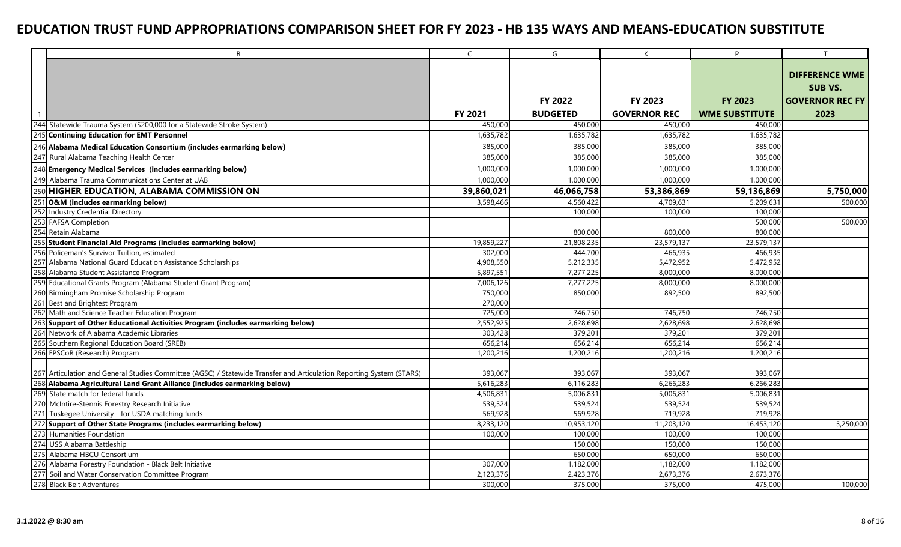# EDUCATION TRUST FUND APPROPRIATIONS COMPARISON SHEET FOR FY 2023 - HB 135 WAYS AND MEANS-EDUCATION SUBSTITUTE

| | B | C | G | K | P | T |
|---|---|---|---|---|---|---|
| 1 | | FY 2021 | FY 2022 BUDGETED | FY 2023 GOVERNOR REC | FY 2023 WME SUBSTITUTE | DIFFERENCE WME SUB VS. GOVERNOR REC FY 2023 |
| 244 | Statewide Trauma System ($200,000 for a Statewide Stroke System) | 450,000 | 450,000 | 450,000 | 450,000 | |
| 245 | **Continuing Education for EMT Personnel** | 1,635,782 | 1,635,782 | 1,635,782 | 1,635,782 | |
| 246 | **Alabama Medical Education Consortium (includes earmarking below)** | 385,000 | 385,000 | 385,000 | 385,000 | |
| 247 | Rural Alabama Teaching Health Center | 385,000 | 385,000 | 385,000 | 385,000 | |
| 248 | **Emergency Medical Services (includes earmarking below)** | 1,000,000 | 1,000,000 | 1,000,000 | 1,000,000 | |
| 249 | Alabama Trauma Communications Center at UAB | 1,000,000 | 1,000,000 | 1,000,000 | 1,000,000 | |
| 250 | **HIGHER EDUCATION, ALABAMA COMMISSION ON** | **39,860,021** | **46,066,758** | **53,386,869** | **59,136,869** | **5,750,000** |
| 251 | **O&M (includes earmarking below)** | 3,598,466 | 4,560,422 | 4,709,631 | 5,209,631 | 500,000 |
| 252 | Industry Credential Directory | | 100,000 | 100,000 | 100,000 | |
| 253 | FAFSA Completion | | | | 500,000 | 500,000 |
| 254 | Retain Alabama | | 800,000 | 800,000 | 800,000 | |
| 255 | **Student Financial Aid Programs (includes earmarking below)** | 19,859,227 | 21,808,235 | 23,579,137 | 23,579,137 | |
| 256 | Policeman's Survivor Tuition, estimated | 302,000 | 444,700 | 466,935 | 466,935 | |
| 257 | Alabama National Guard Education Assistance Scholarships | 4,908,550 | 5,212,335 | 5,472,952 | 5,472,952 | |
| 258 | Alabama Student Assistance Program | 5,897,551 | 7,277,225 | 8,000,000 | 8,000,000 | |
| 259 | Educational Grants Program (Alabama Student Grant Program) | 7,006,126 | 7,277,225 | 8,000,000 | 8,000,000 | |
| 260 | Birmingham Promise Scholarship Program | 750,000 | 850,000 | 892,500 | 892,500 | |
| 261 | Best and Brightest Program | 270,000 | | | | |
| 262 | Math and Science Teacher Education Program | 725,000 | 746,750 | 746,750 | 746,750 | |
| 263 | **Support of Other Educational Activities Program (includes earmarking below)** | 2,552,925 | 2,628,698 | 2,628,698 | 2,628,698 | |
| 264 | Network of Alabama Academic Libraries | 303,428 | 379,201 | 379,201 | 379,201 | |
| 265 | Southern Regional Education Board (SREB) | 656,214 | 656,214 | 656,214 | 656,214 | |
| 266 | EPSCoR (Research) Program | 1,200,216 | 1,200,216 | 1,200,216 | 1,200,216 | |
| 267 | Articulation and General Studies Committee (AGSC) / Statewide Transfer and Articulation Reporting System (STARS) | 393,067 | 393,067 | 393,067 | 393,067 | |
| 268 | **Alabama Agricultural Land Grant Alliance (includes earmarking below)** | 5,616,283 | 6,116,283 | 6,266,283 | 6,266,283 | |
| 269 | State match for federal funds | 4,506,831 | 5,006,831 | 5,006,831 | 5,006,831 | |
| 270 | McIntire-Stennis Forestry Research Initiative | 539,524 | 539,524 | 539,524 | 539,524 | |
| 271 | Tuskegee University - for USDA matching funds | 569,928 | 569,928 | 719,928 | 719,928 | |
| 272 | **Support of Other State Programs (includes earmarking below)** | 8,233,120 | 10,953,120 | 11,203,120 | 16,453,120 | 5,250,000 |
| 273 | Humanities Foundation | 100,000 | 100,000 | 100,000 | 100,000 | |
| 274 | USS Alabama Battleship | | 150,000 | 150,000 | 150,000 | |
| 275 | Alabama HBCU Consortium | | 650,000 | 650,000 | 650,000 | |
| 276 | Alabama Forestry Foundation - Black Belt Initiative | 307,000 | 1,182,000 | 1,182,000 | 1,182,000 | |
| 277 | Soil and Water Conservation Committee Program | 2,123,376 | 2,423,376 | 2,673,376 | 2,673,376 | |
| 278 | Black Belt Adventures | 300,000 | 375,000 | 375,000 | 475,000 | 100,000 |

**3.1.2022 @ 8:30 am**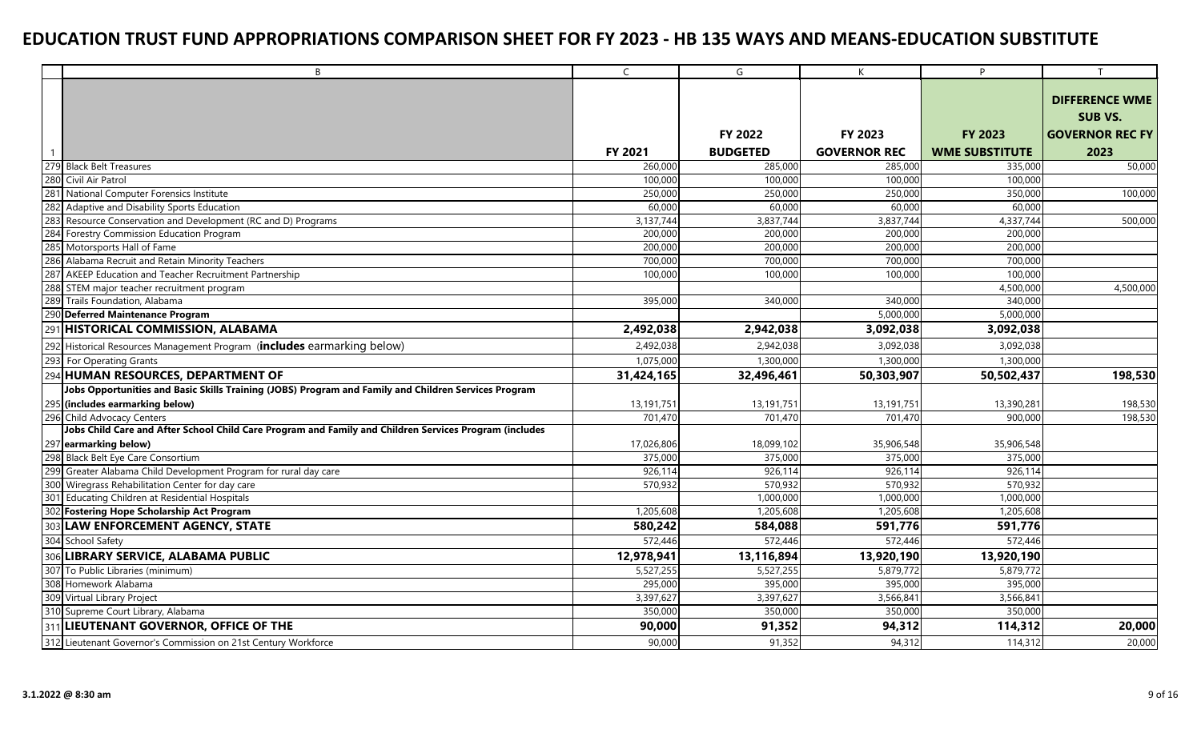# EDUCATION TRUST FUND APPROPRIATIONS COMPARISON SHEET FOR FY 2023 - HB 135 WAYS AND MEANS-EDUCATION SUBSTITUTE

| | B | C | G | K | P | T |
|---|---|---|---|---|---|---|
| 1 | | FY 2021 | FY 2022 BUDGETED | FY 2023 GOVERNOR REC | FY 2023 WME SUBSTITUTE | DIFFERENCE WME SUB VS. GOVERNOR REC FY 2023 |
| 279 | Black Belt Treasures | 260,000 | 285,000 | 285,000 | 335,000 | 50,000 |
| 280 | Civil Air Patrol | 100,000 | 100,000 | 100,000 | 100,000 | |
| 281 | National Computer Forensics Institute | 250,000 | 250,000 | 250,000 | 350,000 | 100,000 |
| 282 | Adaptive and Disability Sports Education | 60,000 | 60,000 | 60,000 | 60,000 | |
| 283 | Resource Conservation and Development (RC and D) Programs | 3,137,744 | 3,837,744 | 3,837,744 | 4,337,744 | 500,000 |
| 284 | Forestry Commission Education Program | 200,000 | 200,000 | 200,000 | 200,000 | |
| 285 | Motorsports Hall of Fame | 200,000 | 200,000 | 200,000 | 200,000 | |
| 286 | Alabama Recruit and Retain Minority Teachers | 700,000 | 700,000 | 700,000 | 700,000 | |
| 287 | AKEEP Education and Teacher Recruitment Partnership | 100,000 | 100,000 | 100,000 | 100,000 | |
| 288 | STEM major teacher recruitment program | | | | 4,500,000 | 4,500,000 |
| 289 | Trails Foundation, Alabama | 395,000 | 340,000 | 340,000 | 340,000 | |
| 290 | **Deferred Maintenance Program** | | | 5,000,000 | 5,000,000 | |
| 291 | **HISTORICAL COMMISSION, ALABAMA** | **2,492,038** | **2,942,038** | **3,092,038** | **3,092,038** | |
| 292 | Historical Resources Management Program (**includes** earmarking below) | 2,492,038 | 2,942,038 | 3,092,038 | 3,092,038 | |
| 293 | For Operating Grants | 1,075,000 | 1,300,000 | 1,300,000 | 1,300,000 | |
| 294 | **HUMAN RESOURCES, DEPARTMENT OF** | **31,424,165** | **32,496,461** | **50,303,907** | **50,502,437** | **198,530** |
| 295 | **Jobs Opportunities and Basic Skills Training (JOBS) Program and Family and Children Services Program (includes earmarking below)** | 13,191,751 | 13,191,751 | 13,191,751 | 13,390,281 | 198,530 |
| 296 | Child Advocacy Centers | 701,470 | 701,470 | 701,470 | 900,000 | 198,530 |
| 297 | **Jobs Child Care and After School Child Care Program and Family and Children Services Program (includes earmarking below)** | 17,026,806 | 18,099,102 | 35,906,548 | 35,906,548 | |
| 298 | Black Belt Eye Care Consortium | 375,000 | 375,000 | 375,000 | 375,000 | |
| 299 | Greater Alabama Child Development Program for rural day care | 926,114 | 926,114 | 926,114 | 926,114 | |
| 300 | Wiregrass Rehabilitation Center for day care | 570,932 | 570,932 | 570,932 | 570,932 | |
| 301 | Educating Children at Residential Hospitals | | 1,000,000 | 1,000,000 | 1,000,000 | |
| 302 | **Fostering Hope Scholarship Act Program** | 1,205,608 | 1,205,608 | 1,205,608 | 1,205,608 | |
| 303 | **LAW ENFORCEMENT AGENCY, STATE** | **580,242** | **584,088** | **591,776** | **591,776** | |
| 304 | School Safety | 572,446 | 572,446 | 572,446 | 572,446 | |
| 306 | **LIBRARY SERVICE, ALABAMA PUBLIC** | **12,978,941** | **13,116,894** | **13,920,190** | **13,920,190** | |
| 307 | To Public Libraries (minimum) | 5,527,255 | 5,527,255 | 5,879,772 | 5,879,772 | |
| 308 | Homework Alabama | 295,000 | 395,000 | 395,000 | 395,000 | |
| 309 | Virtual Library Project | 3,397,627 | 3,397,627 | 3,566,841 | 3,566,841 | |
| 310 | Supreme Court Library, Alabama | 350,000 | 350,000 | 350,000 | 350,000 | |
| 311 | **LIEUTENANT GOVERNOR, OFFICE OF THE** | **90,000** | **91,352** | **94,312** | **114,312** | **20,000** |
| 312 | Lieutenant Governor's Commission on 21st Century Workforce | 90,000 | 91,352 | 94,312 | 114,312 | 20,000 |

3.1.2022 @ 8:30 am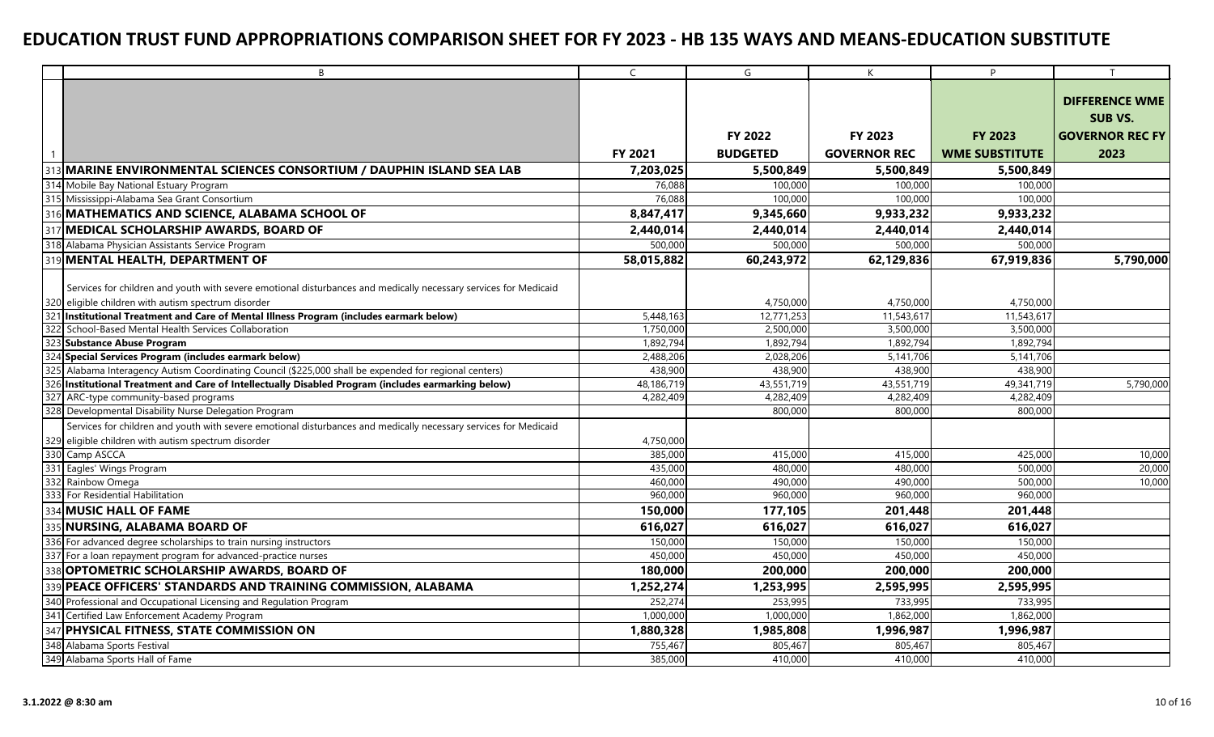# EDUCATION TRUST FUND APPROPRIATIONS COMPARISON SHEET FOR FY 2023 - HB 135 WAYS AND MEANS-EDUCATION SUBSTITUTE

| | B | C | G | K | P | T |
|---|---|---|---|---|---|---|
| 1 | | FY 2021 | FY 2022 BUDGETED | FY 2023 GOVERNOR REC | FY 2023 WME SUBSTITUTE | DIFFERENCE WME SUB VS. GOVERNOR REC FY 2023 |
| 313 | **MARINE ENVIRONMENTAL SCIENCES CONSORTIUM / DAUPHIN ISLAND SEA LAB** | **7,203,025** | **5,500,849** | **5,500,849** | **5,500,849** | |
| 314 | Mobile Bay National Estuary Program | 76,088 | 100,000 | 100,000 | 100,000 | |
| 315 | Mississippi-Alabama Sea Grant Consortium | 76,088 | 100,000 | 100,000 | 100,000 | |
| 316 | **MATHEMATICS AND SCIENCE, ALABAMA SCHOOL OF** | **8,847,417** | **9,345,660** | **9,933,232** | **9,933,232** | |
| 317 | **MEDICAL SCHOLARSHIP AWARDS, BOARD OF** | **2,440,014** | **2,440,014** | **2,440,014** | **2,440,014** | |
| 318 | Alabama Physician Assistants Service Program | 500,000 | 500,000 | 500,000 | 500,000 | |
| 319 | **MENTAL HEALTH, DEPARTMENT OF** | **58,015,882** | **60,243,972** | **62,129,836** | **67,919,836** | **5,790,000** |
| 320 | Services for children and youth with severe emotional disturbances and medically necessary services for Medicaid eligible children with autism spectrum disorder | | 4,750,000 | 4,750,000 | 4,750,000 | |
| 321 | **Institutional Treatment and Care of Mental Illness Program (includes earmark below)** | 5,448,163 | 12,771,253 | 11,543,617 | 11,543,617 | |
| 322 | School-Based Mental Health Services Collaboration | 1,750,000 | 2,500,000 | 3,500,000 | 3,500,000 | |
| 323 | **Substance Abuse Program** | 1,892,794 | 1,892,794 | 1,892,794 | 1,892,794 | |
| 324 | **Special Services Program (includes earmark below)** | 2,488,206 | 2,028,206 | 5,141,706 | 5,141,706 | |
| 325 | Alabama Interagency Autism Coordinating Council ($225,000 shall be expended for regional centers) | 438,900 | 438,900 | 438,900 | 438,900 | |
| 326 | **Institutional Treatment and Care of Intellectually Disabled Program (includes earmarking below)** | 48,186,719 | 43,551,719 | 43,551,719 | 49,341,719 | 5,790,000 |
| 327 | ARC-type community-based programs | 4,282,409 | 4,282,409 | 4,282,409 | 4,282,409 | |
| 328 | Developmental Disability Nurse Delegation Program | | 800,000 | 800,000 | 800,000 | |
| 329 | Services for children and youth with severe emotional disturbances and medically necessary services for Medicaid eligible children with autism spectrum disorder | 4,750,000 | | | | |
| 330 | Camp ASCCA | 385,000 | 415,000 | 415,000 | 425,000 | 10,000 |
| 331 | Eagles' Wings Program | 435,000 | 480,000 | 480,000 | 500,000 | 20,000 |
| 332 | Rainbow Omega | 460,000 | 490,000 | 490,000 | 500,000 | 10,000 |
| 333 | For Residential Habilitation | 960,000 | 960,000 | 960,000 | 960,000 | |
| 334 | **MUSIC HALL OF FAME** | **150,000** | **177,105** | **201,448** | **201,448** | |
| 335 | **NURSING, ALABAMA BOARD OF** | **616,027** | **616,027** | **616,027** | **616,027** | |
| 336 | For advanced degree scholarships to train nursing instructors | 150,000 | 150,000 | 150,000 | 150,000 | |
| 337 | For a loan repayment program for advanced-practice nurses | 450,000 | 450,000 | 450,000 | 450,000 | |
| 338 | **OPTOMETRIC SCHOLARSHIP AWARDS, BOARD OF** | **180,000** | **200,000** | **200,000** | **200,000** | |
| 339 | **PEACE OFFICERS' STANDARDS AND TRAINING COMMISSION, ALABAMA** | **1,252,274** | **1,253,995** | **2,595,995** | **2,595,995** | |
| 340 | Professional and Occupational Licensing and Regulation Program | 252,274 | 253,995 | 733,995 | 733,995 | |
| 341 | Certified Law Enforcement Academy Program | 1,000,000 | 1,000,000 | 1,862,000 | 1,862,000 | |
| 347 | **PHYSICAL FITNESS, STATE COMMISSION ON** | **1,880,328** | **1,985,808** | **1,996,987** | **1,996,987** | |
| 348 | Alabama Sports Festival | 755,467 | 805,467 | 805,467 | 805,467 | |
| 349 | Alabama Sports Hall of Fame | 385,000 | 410,000 | 410,000 | 410,000 | |

3.1.2022 @ 8:30 am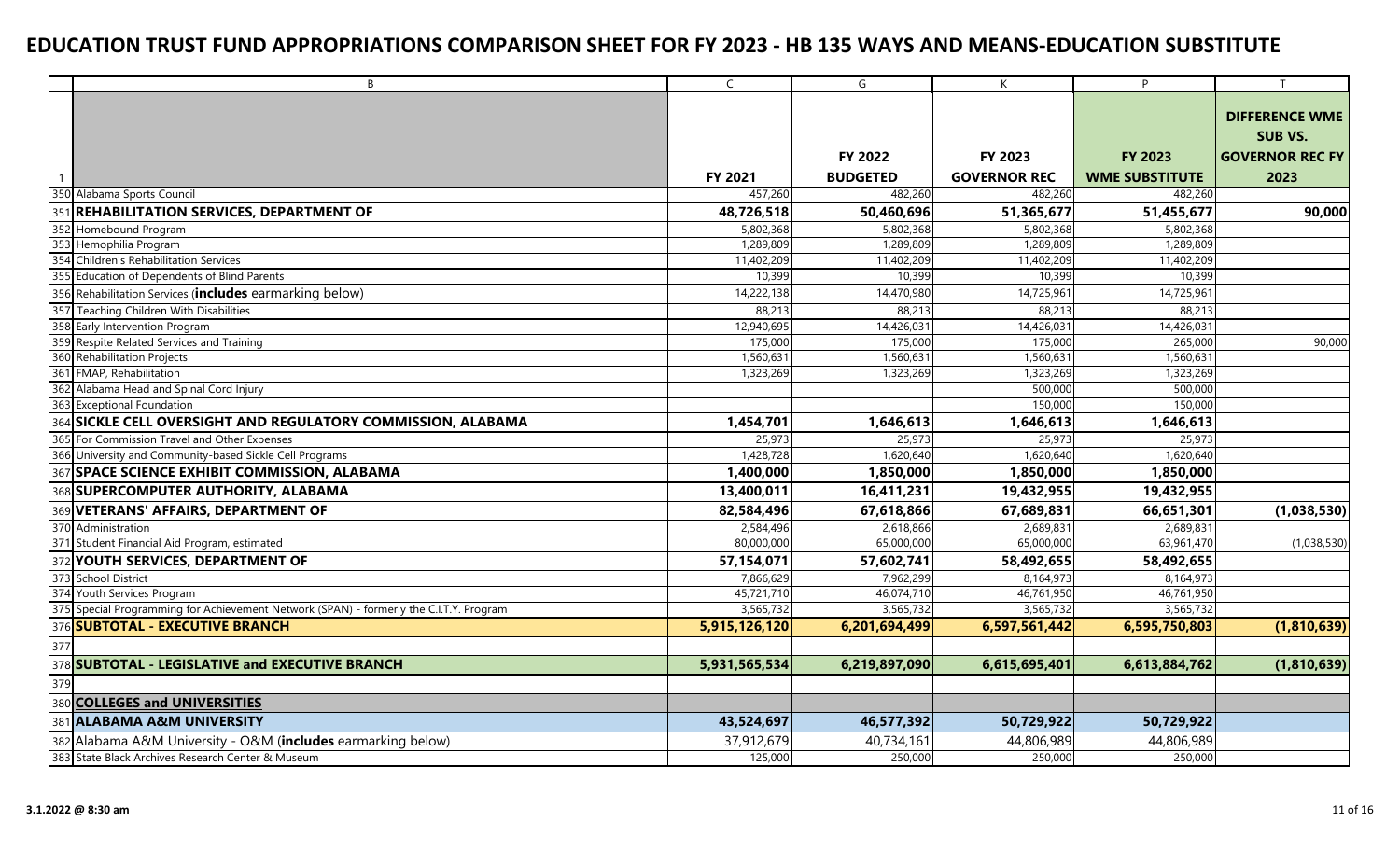# EDUCATION TRUST FUND APPROPRIATIONS COMPARISON SHEET FOR FY 2023 - HB 135 WAYS AND MEANS-EDUCATION SUBSTITUTE

| | B | C | G | K | P | T |
|---|---|---|---|---|---|---|
| 1 | | FY 2021 | FY 2022 BUDGETED | FY 2023 GOVERNOR REC | FY 2023 WME SUBSTITUTE | DIFFERENCE WME SUB VS. GOVERNOR REC FY 2023 |
| 350 | Alabama Sports Council | 457,260 | 482,260 | 482,260 | 482,260 | |
| 351 | **REHABILITATION SERVICES, DEPARTMENT OF** | **48,726,518** | **50,460,696** | **51,365,677** | **51,455,677** | **90,000** |
| 352 | Homebound Program | 5,802,368 | 5,802,368 | 5,802,368 | 5,802,368 | |
| 353 | Hemophilia Program | 1,289,809 | 1,289,809 | 1,289,809 | 1,289,809 | |
| 354 | Children's Rehabilitation Services | 11,402,209 | 11,402,209 | 11,402,209 | 11,402,209 | |
| 355 | Education of Dependents of Blind Parents | 10,399 | 10,399 | 10,399 | 10,399 | |
| 356 | Rehabilitation Services (**includes** earmarking below) | 14,222,138 | 14,470,980 | 14,725,961 | 14,725,961 | |
| 357 | Teaching Children With Disabilities | 88,213 | 88,213 | 88,213 | 88,213 | |
| 358 | Early Intervention Program | 12,940,695 | 14,426,031 | 14,426,031 | 14,426,031 | |
| 359 | Respite Related Services and Training | 175,000 | 175,000 | 175,000 | 265,000 | 90,000 |
| 360 | Rehabilitation Projects | 1,560,631 | 1,560,631 | 1,560,631 | 1,560,631 | |
| 361 | FMAP, Rehabilitation | 1,323,269 | 1,323,269 | 1,323,269 | 1,323,269 | |
| 362 | Alabama Head and Spinal Cord Injury | | | 500,000 | 500,000 | |
| 363 | Exceptional Foundation | | | 150,000 | 150,000 | |
| 364 | **SICKLE CELL OVERSIGHT AND REGULATORY COMMISSION, ALABAMA** | **1,454,701** | **1,646,613** | **1,646,613** | **1,646,613** | |
| 365 | For Commission Travel and Other Expenses | 25,973 | 25,973 | 25,973 | 25,973 | |
| 366 | University and Community-based Sickle Cell Programs | 1,428,728 | 1,620,640 | 1,620,640 | 1,620,640 | |
| 367 | **SPACE SCIENCE EXHIBIT COMMISSION, ALABAMA** | **1,400,000** | **1,850,000** | **1,850,000** | **1,850,000** | |
| 368 | **SUPERCOMPUTER AUTHORITY, ALABAMA** | **13,400,011** | **16,411,231** | **19,432,955** | **19,432,955** | |
| 369 | **VETERANS' AFFAIRS, DEPARTMENT OF** | **82,584,496** | **67,618,866** | **67,689,831** | **66,651,301** | **(1,038,530)** |
| 370 | Administration | 2,584,496 | 2,618,866 | 2,689,831 | 2,689,831 | |
| 371 | Student Financial Aid Program, estimated | 80,000,000 | 65,000,000 | 65,000,000 | 63,961,470 | (1,038,530) |
| 372 | **YOUTH SERVICES, DEPARTMENT OF** | **57,154,071** | **57,602,741** | **58,492,655** | **58,492,655** | |
| 373 | School District | 7,866,629 | 7,962,299 | 8,164,973 | 8,164,973 | |
| 374 | Youth Services Program | 45,721,710 | 46,074,710 | 46,761,950 | 46,761,950 | |
| 375 | Special Programming for Achievement Network (SPAN) - formerly the C.I.T.Y. Program | 3,565,732 | 3,565,732 | 3,565,732 | 3,565,732 | |
| 376 | **SUBTOTAL - EXECUTIVE BRANCH** | **5,915,126,120** | **6,201,694,499** | **6,597,561,442** | **6,595,750,803** | **(1,810,639)** |
| 377 | | | | | | |
| 378 | **SUBTOTAL - LEGISLATIVE and EXECUTIVE BRANCH** | **5,931,565,534** | **6,219,897,090** | **6,615,695,401** | **6,613,884,762** | **(1,810,639)** |
| 379 | | | | | | |
| 380 | **COLLEGES and UNIVERSITIES** | | | | | |
| 381 | **ALABAMA A&M UNIVERSITY** | **43,524,697** | **46,577,392** | **50,729,922** | **50,729,922** | |
| 382 | Alabama A&M University - O&M (**includes** earmarking below) | 37,912,679 | 40,734,161 | 44,806,989 | 44,806,989 | |
| 383 | State Black Archives Research Center & Museum | 125,000 | 250,000 | 250,000 | 250,000 | |

3.1.2022 @ 8:30 am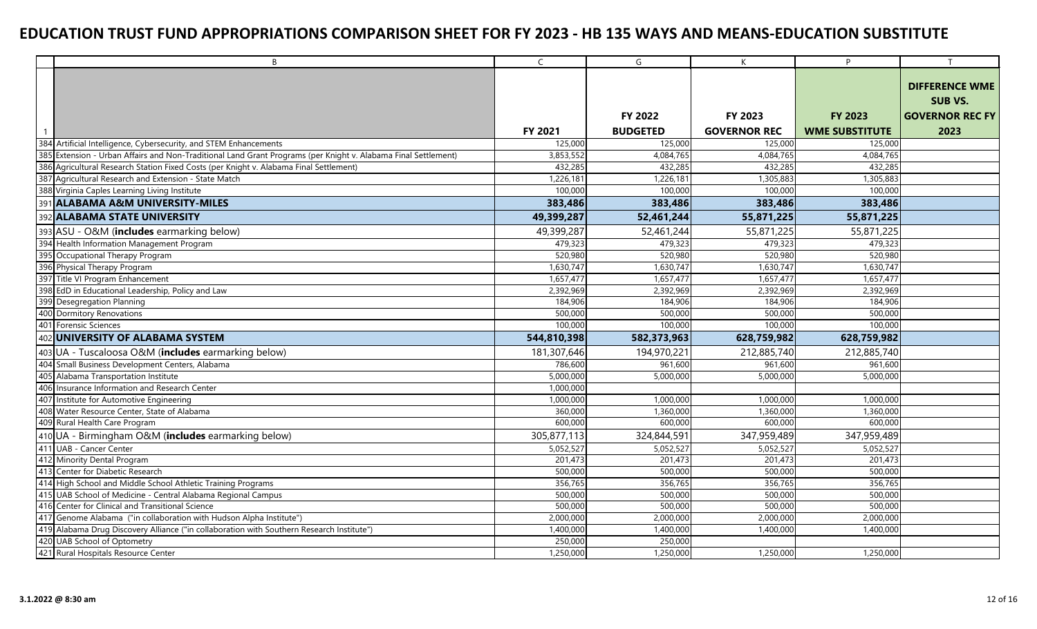# EDUCATION TRUST FUND APPROPRIATIONS COMPARISON SHEET FOR FY 2023 - HB 135 WAYS AND MEANS-EDUCATION SUBSTITUTE

| | B | C | G | K | P | T |
|---|---|---|---|---|---|---|
| 1 | | FY 2021 | FY 2022 BUDGETED | FY 2023 GOVERNOR REC | FY 2023 WME SUBSTITUTE | DIFFERENCE WME SUB VS. GOVERNOR REC FY 2023 |
| 384 | Artificial Intelligence, Cybersecurity, and STEM Enhancements | 125,000 | 125,000 | 125,000 | 125,000 | |
| 385 | Extension - Urban Affairs and Non-Traditional Land Grant Programs (per Knight v. Alabama Final Settlement) | 3,853,552 | 4,084,765 | 4,084,765 | 4,084,765 | |
| 386 | Agricultural Research Station Fixed Costs (per Knight v. Alabama Final Settlement) | 432,285 | 432,285 | 432,285 | 432,285 | |
| 387 | Agricultural Research and Extension - State Match | 1,226,181 | 1,226,181 | 1,305,883 | 1,305,883 | |
| 388 | Virginia Caples Learning Living Institute | 100,000 | 100,000 | 100,000 | 100,000 | |
| 391 | **ALABAMA A&M UNIVERSITY-MILES** | **383,486** | **383,486** | **383,486** | **383,486** | |
| 392 | **ALABAMA STATE UNIVERSITY** | **49,399,287** | **52,461,244** | **55,871,225** | **55,871,225** | |
| 393 | ASU - O&M (**includes** earmarking below) | 49,399,287 | 52,461,244 | 55,871,225 | 55,871,225 | |
| 394 | Health Information Management Program | 479,323 | 479,323 | 479,323 | 479,323 | |
| 395 | Occupational Therapy Program | 520,980 | 520,980 | 520,980 | 520,980 | |
| 396 | Physical Therapy Program | 1,630,747 | 1,630,747 | 1,630,747 | 1,630,747 | |
| 397 | Title VI Program Enhancement | 1,657,477 | 1,657,477 | 1,657,477 | 1,657,477 | |
| 398 | EdD in Educational Leadership, Policy and Law | 2,392,969 | 2,392,969 | 2,392,969 | 2,392,969 | |
| 399 | Desegregation Planning | 184,906 | 184,906 | 184,906 | 184,906 | |
| 400 | Dormitory Renovations | 500,000 | 500,000 | 500,000 | 500,000 | |
| 401 | Forensic Sciences | 100,000 | 100,000 | 100,000 | 100,000 | |
| 402 | **UNIVERSITY OF ALABAMA SYSTEM** | **544,810,398** | **582,373,963** | **628,759,982** | **628,759,982** | |
| 403 | UA - Tuscaloosa O&M (**includes** earmarking below) | 181,307,646 | 194,970,221 | 212,885,740 | 212,885,740 | |
| 404 | Small Business Development Centers, Alabama | 786,600 | 961,600 | 961,600 | 961,600 | |
| 405 | Alabama Transportation Institute | 5,000,000 | 5,000,000 | 5,000,000 | 5,000,000 | |
| 406 | Insurance Information and Research Center | 1,000,000 | | | | |
| 407 | Institute for Automotive Engineering | 1,000,000 | 1,000,000 | 1,000,000 | 1,000,000 | |
| 408 | Water Resource Center, State of Alabama | 360,000 | 1,360,000 | 1,360,000 | 1,360,000 | |
| 409 | Rural Health Care Program | 600,000 | 600,000 | 600,000 | 600,000 | |
| 410 | UA - Birmingham O&M (**includes** earmarking below) | 305,877,113 | 324,844,591 | 347,959,489 | 347,959,489 | |
| 411 | UAB - Cancer Center | 5,052,527 | 5,052,527 | 5,052,527 | 5,052,527 | |
| 412 | Minority Dental Program | 201,473 | 201,473 | 201,473 | 201,473 | |
| 413 | Center for Diabetic Research | 500,000 | 500,000 | 500,000 | 500,000 | |
| 414 | High School and Middle School Athletic Training Programs | 356,765 | 356,765 | 356,765 | 356,765 | |
| 415 | UAB School of Medicine - Central Alabama Regional Campus | 500,000 | 500,000 | 500,000 | 500,000 | |
| 416 | Center for Clinical and Transitional Science | 500,000 | 500,000 | 500,000 | 500,000 | |
| 417 | Genome Alabama ("in collaboration with Hudson Alpha Institute") | 2,000,000 | 2,000,000 | 2,000,000 | 2,000,000 | |
| 419 | Alabama Drug Discovery Alliance ("in collaboration with Southern Research Institute") | 1,400,000 | 1,400,000 | 1,400,000 | 1,400,000 | |
| 420 | UAB School of Optometry | 250,000 | 250,000 | | | |
| 421 | Rural Hospitals Resource Center | 1,250,000 | 1,250,000 | 1,250,000 | 1,250,000 | |

3.1.2022 @ 8:30 am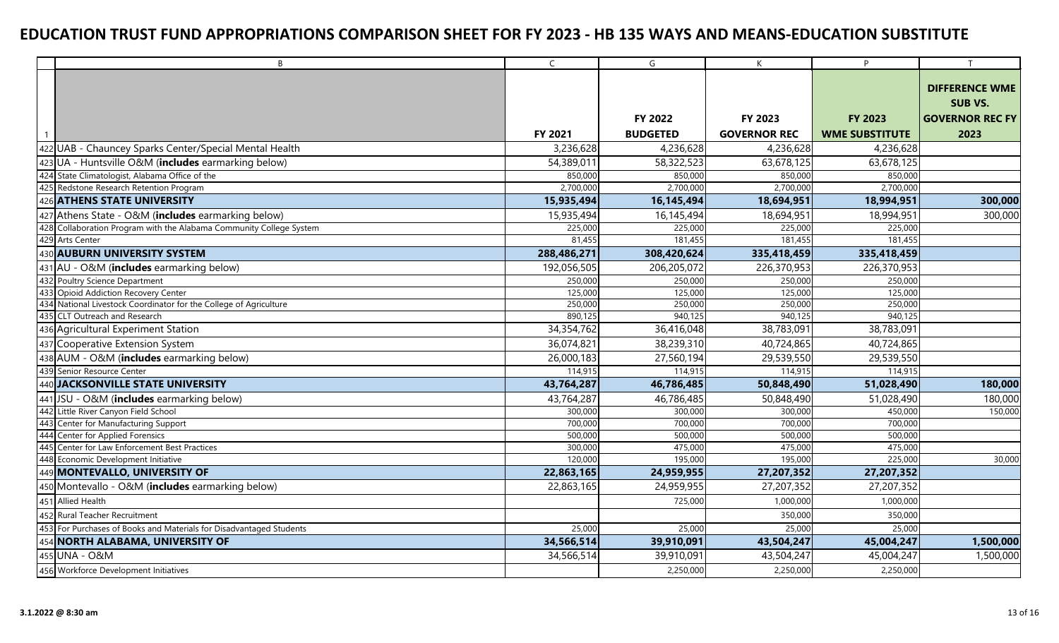# EDUCATION TRUST FUND APPROPRIATIONS COMPARISON SHEET FOR FY 2023 - HB 135 WAYS AND MEANS-EDUCATION SUBSTITUTE

| | B | C | G | K | P | T |
|---|---|---|---|---|---|---|
| 1 | | FY 2021 | FY 2022 BUDGETED | FY 2023 GOVERNOR REC | FY 2023 WME SUBSTITUTE | DIFFERENCE WME SUB VS. GOVERNOR REC FY 2023 |
| 422 | UAB - Chauncey Sparks Center/Special Mental Health | 3,236,628 | 4,236,628 | 4,236,628 | 4,236,628 | |
| 423 | UA - Huntsville O&M (**includes** earmarking below) | 54,389,011 | 58,322,523 | 63,678,125 | 63,678,125 | |
| 424 | State Climatologist, Alabama Office of the | 850,000 | 850,000 | 850,000 | 850,000 | |
| 425 | Redstone Research Retention Program | 2,700,000 | 2,700,000 | 2,700,000 | 2,700,000 | |
| 426 | **ATHENS STATE UNIVERSITY** | **15,935,494** | **16,145,494** | **18,694,951** | **18,994,951** | **300,000** |
| 427 | Athens State - O&M (**includes** earmarking below) | 15,935,494 | 16,145,494 | 18,694,951 | 18,994,951 | 300,000 |
| 428 | Collaboration Program with the Alabama Community College System | 225,000 | 225,000 | 225,000 | 225,000 | |
| 429 | Arts Center | 81,455 | 181,455 | 181,455 | 181,455 | |
| 430 | **AUBURN UNIVERSITY SYSTEM** | **288,486,271** | **308,420,624** | **335,418,459** | **335,418,459** | |
| 431 | AU - O&M (**includes** earmarking below) | 192,056,505 | 206,205,072 | 226,370,953 | 226,370,953 | |
| 432 | Poultry Science Department | 250,000 | 250,000 | 250,000 | 250,000 | |
| 433 | Opioid Addiction Recovery Center | 125,000 | 125,000 | 125,000 | 125,000 | |
| 434 | National Livestock Coordinator for the College of Agriculture | 250,000 | 250,000 | 250,000 | 250,000 | |
| 435 | CLT Outreach and Research | 890,125 | 940,125 | 940,125 | 940,125 | |
| 436 | Agricultural Experiment Station | 34,354,762 | 36,416,048 | 38,783,091 | 38,783,091 | |
| 437 | Cooperative Extension System | 36,074,821 | 38,239,310 | 40,724,865 | 40,724,865 | |
| 438 | AUM - O&M (**includes** earmarking below) | 26,000,183 | 27,560,194 | 29,539,550 | 29,539,550 | |
| 439 | Senior Resource Center | 114,915 | 114,915 | 114,915 | 114,915 | |
| 440 | **JACKSONVILLE STATE UNIVERSITY** | **43,764,287** | **46,786,485** | **50,848,490** | **51,028,490** | **180,000** |
| 441 | JSU - O&M (**includes** earmarking below) | 43,764,287 | 46,786,485 | 50,848,490 | 51,028,490 | 180,000 |
| 442 | Little River Canyon Field School | 300,000 | 300,000 | 300,000 | 450,000 | 150,000 |
| 443 | Center for Manufacturing Support | 700,000 | 700,000 | 700,000 | 700,000 | |
| 444 | Center for Applied Forensics | 500,000 | 500,000 | 500,000 | 500,000 | |
| 445 | Center for Law Enforcement Best Practices | 300,000 | 475,000 | 475,000 | 475,000 | |
| 448 | Economic Development Initiative | 120,000 | 195,000 | 195,000 | 225,000 | 30,000 |
| 449 | **MONTEVALLO, UNIVERSITY OF** | **22,863,165** | **24,959,955** | **27,207,352** | **27,207,352** | |
| 450 | Montevallo - O&M (**includes** earmarking below) | 22,863,165 | 24,959,955 | 27,207,352 | 27,207,352 | |
| 451 | Allied Health | | 725,000 | 1,000,000 | 1,000,000 | |
| 452 | Rural Teacher Recruitment | | | 350,000 | 350,000 | |
| 453 | For Purchases of Books and Materials for Disadvantaged Students | 25,000 | 25,000 | 25,000 | 25,000 | |
| 454 | **NORTH ALABAMA, UNIVERSITY OF** | **34,566,514** | **39,910,091** | **43,504,247** | **45,004,247** | **1,500,000** |
| 455 | UNA - O&M | 34,566,514 | 39,910,091 | 43,504,247 | 45,004,247 | 1,500,000 |
| 456 | Workforce Development Initiatives | | 2,250,000 | 2,250,000 | 2,250,000 | |

**3.1.2022 @ 8:30 am**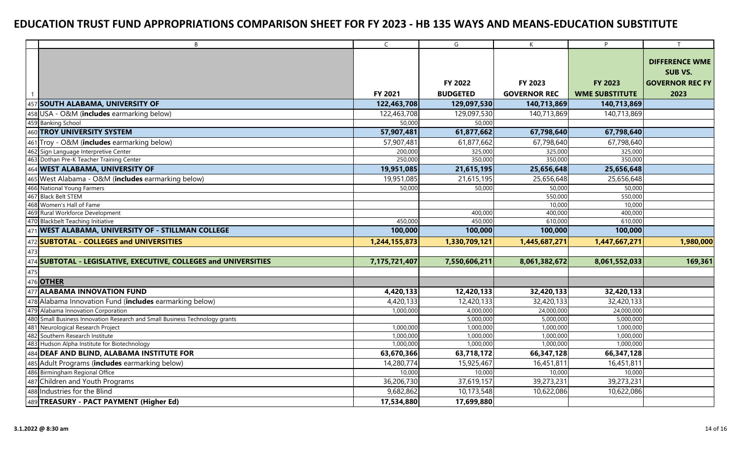# EDUCATION TRUST FUND APPROPRIATIONS COMPARISON SHEET FOR FY 2023 - HB 135 WAYS AND MEANS-EDUCATION SUBSTITUTE

| | B | C | G | K | P | T |
|---|---|---|---|---|---|---|
| 1 | | FY 2021 | FY 2022 BUDGETED | FY 2023 GOVERNOR REC | FY 2023 WME SUBSTITUTE | DIFFERENCE WME SUB VS. GOVERNOR REC FY 2023 |
| 457 | **SOUTH ALABAMA, UNIVERSITY OF** | **122,463,708** | **129,097,530** | **140,713,869** | **140,713,869** | |
| 458 | USA - O&M (**includes** earmarking below) | 122,463,708 | 129,097,530 | 140,713,869 | 140,713,869 | |
| 459 | Banking School | 50,000 | 50,000 | | | |
| 460 | **TROY UNIVERSITY SYSTEM** | **57,907,481** | **61,877,662** | **67,798,640** | **67,798,640** | |
| 461 | Troy - O&M (**includes** earmarking below) | 57,907,481 | 61,877,662 | 67,798,640 | 67,798,640 | |
| 462 | Sign Language Interpretive Center | 200,000 | 325,000 | 325,000 | 325,000 | |
| 463 | Dothan Pre-K Teacher Training Center | 250,000 | 350,000 | 350,000 | 350,000 | |
| 464 | **WEST ALABAMA, UNIVERSITY OF** | **19,951,085** | **21,615,195** | **25,656,648** | **25,656,648** | |
| 465 | West Alabama - O&M (**includes** earmarking below) | 19,951,085 | 21,615,195 | 25,656,648 | 25,656,648 | |
| 466 | National Young Farmers | 50,000 | 50,000 | 50,000 | 50,000 | |
| 467 | Black Belt STEM | | | 550,000 | 550,000 | |
| 468 | Women's Hall of Fame | | | 10,000 | 10,000 | |
| 469 | Rural Workforce Development | | 400,000 | 400,000 | 400,000 | |
| 470 | Blackbelt Teaching Initiative | 450,000 | 450,000 | 610,000 | 610,000 | |
| 471 | **WEST ALABAMA, UNIVERSITY OF - STILLMAN COLLEGE** | **100,000** | **100,000** | **100,000** | **100,000** | |
| 472 | **SUBTOTAL - COLLEGES and UNIVERSITIES** | **1,244,155,873** | **1,330,709,121** | **1,445,687,271** | **1,447,667,271** | **1,980,000** |
| 473 | | | | | | |
| 474 | **SUBTOTAL - LEGISLATIVE, EXECUTIVE, COLLEGES and UNIVERSITIES** | **7,175,721,407** | **7,550,606,211** | **8,061,382,672** | **8,061,552,033** | **169,361** |
| 475 | | | | | | |
| 476 | **OTHER** | | | | | |
| 477 | **ALABAMA INNOVATION FUND** | **4,420,133** | **12,420,133** | **32,420,133** | **32,420,133** | |
| 478 | Alabama Innovation Fund (**includes** earmarking below) | 4,420,133 | 12,420,133 | 32,420,133 | 32,420,133 | |
| 479 | Alabama Innovation Corporation | 1,000,000 | 4,000,000 | 24,000,000 | 24,000,000 | |
| 480 | Small Business Innovation Research and Small Business Technology grants | | 5,000,000 | 5,000,000 | 5,000,000 | |
| 481 | Neurological Research Project | 1,000,000 | 1,000,000 | 1,000,000 | 1,000,000 | |
| 482 | Southern Research Institute | 1,000,000 | 1,000,000 | 1,000,000 | 1,000,000 | |
| 483 | Hudson Alpha Institute for Biotechnology | 1,000,000 | 1,000,000 | 1,000,000 | 1,000,000 | |
| 484 | **DEAF AND BLIND, ALABAMA INSTITUTE FOR** | **63,670,366** | **63,718,172** | **66,347,128** | **66,347,128** | |
| 485 | Adult Programs (**includes** earmarking below) | 14,280,774 | 15,925,467 | 16,451,811 | 16,451,811 | |
| 486 | Birmingham Regional Office | 10,000 | 10,000 | 10,000 | 10,000 | |
| 487 | Children and Youth Programs | 36,206,730 | 37,619,157 | 39,273,231 | 39,273,231 | |
| 488 | Industries for the Blind | 9,682,862 | 10,173,548 | 10,622,086 | 10,622,086 | |
| 489 | **TREASURY - PACT PAYMENT (Higher Ed)** | **17,534,880** | **17,699,880** | | | |

3.1.2022 @ 8:30 am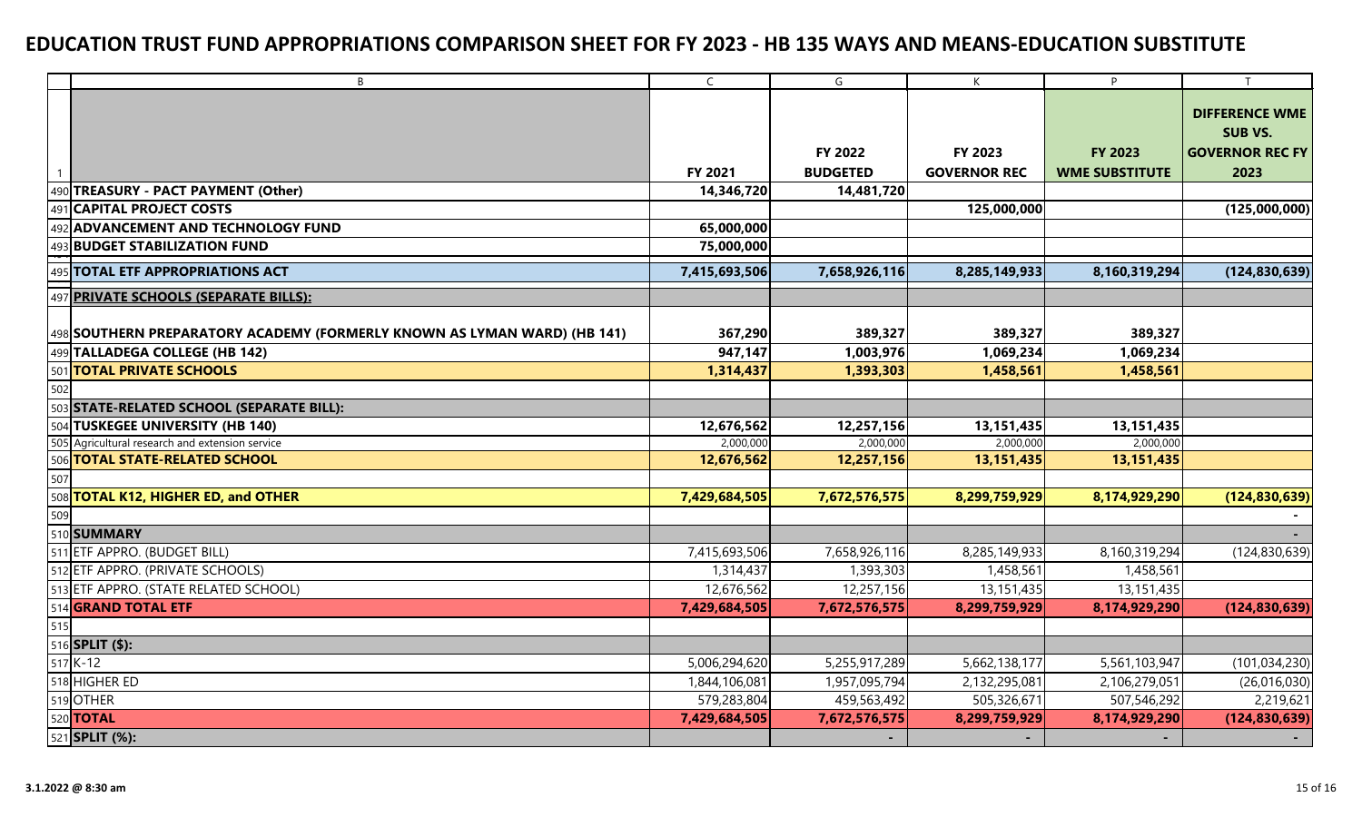# EDUCATION TRUST FUND APPROPRIATIONS COMPARISON SHEET FOR FY 2023 - HB 135 WAYS AND MEANS-EDUCATION SUBSTITUTE

| | B | C | G | K | P | T |
|---|---|---|---|---|---|---|
| 1 | | FY 2021 | FY 2022 BUDGETED | FY 2023 GOVERNOR REC | FY 2023 WME SUBSTITUTE | DIFFERENCE WME SUB VS. GOVERNOR REC FY 2023 |
| 490 | **TREASURY - PACT PAYMENT (Other)** | **14,346,720** | **14,481,720** | | | |
| 491 | **CAPITAL PROJECT COSTS** | | | **125,000,000** | | **(125,000,000)** |
| 492 | **ADVANCEMENT AND TECHNOLOGY FUND** | **65,000,000** | | | | |
| 493 | **BUDGET STABILIZATION FUND** | **75,000,000** | | | | |
| 495 | **TOTAL ETF APPROPRIATIONS ACT** | **7,415,693,506** | **7,658,926,116** | **8,285,149,933** | **8,160,319,294** | **(124,830,639)** |
| 497 | **PRIVATE SCHOOLS (SEPARATE BILLS):** | | | | | |
| 498 | **SOUTHERN PREPARATORY ACADEMY (FORMERLY KNOWN AS LYMAN WARD) (HB 141)** | **367,290** | **389,327** | **389,327** | **389,327** | |
| 499 | **TALLADEGA COLLEGE (HB 142)** | **947,147** | **1,003,976** | **1,069,234** | **1,069,234** | |
| 501 | **TOTAL PRIVATE SCHOOLS** | **1,314,437** | **1,393,303** | **1,458,561** | **1,458,561** | |
| 502 | | | | | | |
| 503 | **STATE-RELATED SCHOOL (SEPARATE BILL):** | | | | | |
| 504 | **TUSKEGEE UNIVERSITY (HB 140)** | **12,676,562** | **12,257,156** | **13,151,435** | **13,151,435** | |
| 505 | Agricultural research and extension service | 2,000,000 | 2,000,000 | 2,000,000 | 2,000,000 | |
| 506 | **TOTAL STATE-RELATED SCHOOL** | **12,676,562** | **12,257,156** | **13,151,435** | **13,151,435** | |
| 507 | | | | | | |
| 508 | **TOTAL K12, HIGHER ED, and OTHER** | **7,429,684,505** | **7,672,576,575** | **8,299,759,929** | **8,174,929,290** | **(124,830,639)** |
| 509 | | | | | | - |
| 510 | **SUMMARY** | | | | | - |
| 511 | ETF APPRO. (BUDGET BILL) | 7,415,693,506 | 7,658,926,116 | 8,285,149,933 | 8,160,319,294 | (124,830,639) |
| 512 | ETF APPRO. (PRIVATE SCHOOLS) | 1,314,437 | 1,393,303 | 1,458,561 | 1,458,561 | |
| 513 | ETF APPRO. (STATE RELATED SCHOOL) | 12,676,562 | 12,257,156 | 13,151,435 | 13,151,435 | |
| 514 | **GRAND TOTAL ETF** | **7,429,684,505** | **7,672,576,575** | **8,299,759,929** | **8,174,929,290** | **(124,830,639)** |
| 515 | | | | | | |
| 516 | **SPLIT ($):** | | | | | |
| 517 | K-12 | 5,006,294,620 | 5,255,917,289 | 5,662,138,177 | 5,561,103,947 | (101,034,230) |
| 518 | HIGHER ED | 1,844,106,081 | 1,957,095,794 | 2,132,295,081 | 2,106,279,051 | (26,016,030) |
| 519 | OTHER | 579,283,804 | 459,563,492 | 505,326,671 | 507,546,292 | 2,219,621 |
| 520 | **TOTAL** | **7,429,684,505** | **7,672,576,575** | **8,299,759,929** | **8,174,929,290** | **(124,830,639)** |
| 521 | **SPLIT (%):** | | - | - | - | - |

3.1.2022 @ 8:30 am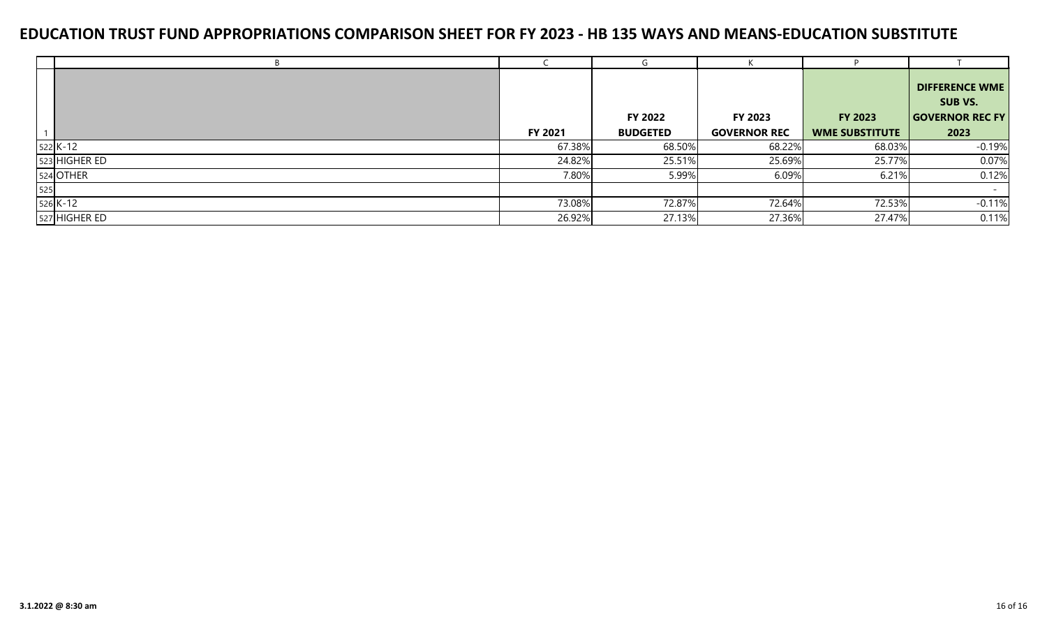# EDUCATION TRUST FUND APPROPRIATIONS COMPARISON SHEET FOR FY 2023 - HB 135 WAYS AND MEANS-EDUCATION SUBSTITUTE

| | B | C | G | K | P | T |
|---|---|---|---|---|---|---|
| 1 | | FY 2021 | FY 2022 BUDGETED | FY 2023 GOVERNOR REC | FY 2023 WME SUBSTITUTE | DIFFERENCE WME SUB VS. GOVERNOR REC FY 2023 |
| 522 | K-12 | 67.38% | 68.50% | 68.22% | 68.03% | -0.19% |
| 523 | HIGHER ED | 24.82% | 25.51% | 25.69% | 25.77% | 0.07% |
| 524 | OTHER | 7.80% | 5.99% | 6.09% | 6.21% | 0.12% |
| 525 | | | | | | - |
| 526 | K-12 | 73.08% | 72.87% | 72.64% | 72.53% | -0.11% |
| 527 | HIGHER ED | 26.92% | 27.13% | 27.36% | 27.47% | 0.11% |

3.1.2022 @ 8:30 am